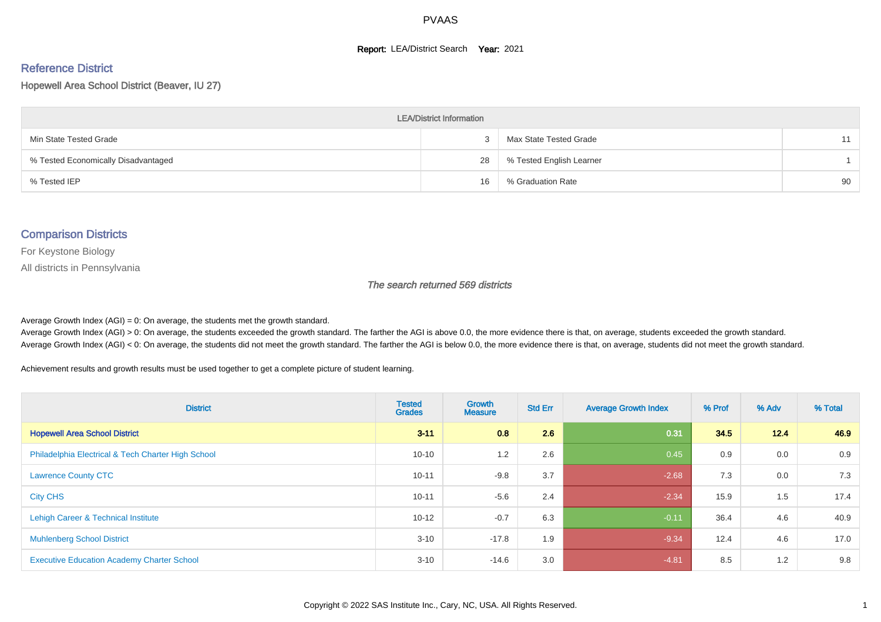# PVAAS

**Report:** LEA/District Search **Year:** 2021

## Reference District

Hopewell Area School District (Beaver, IU 27)

| LEA/District Information | | | |
|---|---|---|---|
| Min State Tested Grade | 3 | Max State Tested Grade | 11 |
| % Tested Economically Disadvantaged | 28 | % Tested English Learner | 1 |
| % Tested IEP | 16 | % Graduation Rate | 90 |

## Comparison Districts

For Keystone Biology

All districts in Pennsylvania

*The search returned 569 districts*

Average Growth Index (AGI) = 0: On average, the students met the growth standard.
Average Growth Index (AGI) > 0: On average, the students exceeded the growth standard. The farther the AGI is above 0.0, the more evidence there is that, on average, students exceeded the growth standard.
Average Growth Index (AGI) < 0: On average, the students did not meet the growth standard. The farther the AGI is below 0.0, the more evidence there is that, on average, students did not meet the growth standard.

Achievement results and growth results must be used together to get a complete picture of student learning.

| District | Tested Grades | Growth Measure | Std Err | Average Growth Index | % Prof | % Adv | % Total |
|---|---|---|---|---|---|---|---|
| **Hopewell Area School District** | **3-11** | **0.8** | **2.6** | **0.31** | **34.5** | **12.4** | **46.9** |
| Philadelphia Electrical & Tech Charter High School | 10-10 | 1.2 | 2.6 | 0.45 | 0.9 | 0.0 | 0.9 |
| Lawrence County CTC | 10-11 | -9.8 | 3.7 | -2.68 | 7.3 | 0.0 | 7.3 |
| City CHS | 10-11 | -5.6 | 2.4 | -2.34 | 15.9 | 1.5 | 17.4 |
| Lehigh Career & Technical Institute | 10-12 | -0.7 | 6.3 | -0.11 | 36.4 | 4.6 | 40.9 |
| Muhlenberg School District | 3-10 | -17.8 | 1.9 | -9.34 | 12.4 | 4.6 | 17.0 |
| Executive Education Academy Charter School | 3-10 | -14.6 | 3.0 | -4.81 | 8.5 | 1.2 | 9.8 |

Copyright © 2022 SAS Institute Inc., Cary, NC, USA. All Rights Reserved.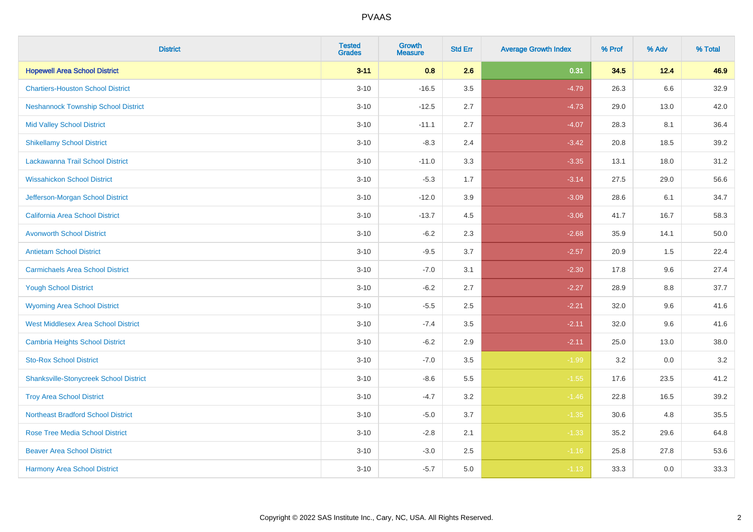# PVAAS

| District | Tested Grades | Growth Measure | Std Err | Average Growth Index | % Prof | % Adv | % Total |
|---|---|---|---|---|---|---|---|
| **Hopewell Area School District** | **3-11** | **0.8** | **2.6** | **0.31** | **34.5** | **12.4** | **46.9** |
| Chartiers-Houston School District | 3-10 | -16.5 | 3.5 | -4.79 | 26.3 | 6.6 | 32.9 |
| Neshannock Township School District | 3-10 | -12.5 | 2.7 | -4.73 | 29.0 | 13.0 | 42.0 |
| Mid Valley School District | 3-10 | -11.1 | 2.7 | -4.07 | 28.3 | 8.1 | 36.4 |
| Shikellamy School District | 3-10 | -8.3 | 2.4 | -3.42 | 20.8 | 18.5 | 39.2 |
| Lackawanna Trail School District | 3-10 | -11.0 | 3.3 | -3.35 | 13.1 | 18.0 | 31.2 |
| Wissahickon School District | 3-10 | -5.3 | 1.7 | -3.14 | 27.5 | 29.0 | 56.6 |
| Jefferson-Morgan School District | 3-10 | -12.0 | 3.9 | -3.09 | 28.6 | 6.1 | 34.7 |
| California Area School District | 3-10 | -13.7 | 4.5 | -3.06 | 41.7 | 16.7 | 58.3 |
| Avonworth School District | 3-10 | -6.2 | 2.3 | -2.68 | 35.9 | 14.1 | 50.0 |
| Antietam School District | 3-10 | -9.5 | 3.7 | -2.57 | 20.9 | 1.5 | 22.4 |
| Carmichaels Area School District | 3-10 | -7.0 | 3.1 | -2.30 | 17.8 | 9.6 | 27.4 |
| Yough School District | 3-10 | -6.2 | 2.7 | -2.27 | 28.9 | 8.8 | 37.7 |
| Wyoming Area School District | 3-10 | -5.5 | 2.5 | -2.21 | 32.0 | 9.6 | 41.6 |
| West Middlesex Area School District | 3-10 | -7.4 | 3.5 | -2.11 | 32.0 | 9.6 | 41.6 |
| Cambria Heights School District | 3-10 | -6.2 | 2.9 | -2.11 | 25.0 | 13.0 | 38.0 |
| Sto-Rox School District | 3-10 | -7.0 | 3.5 | -1.99 | 3.2 | 0.0 | 3.2 |
| Shanksville-Stonycreek School District | 3-10 | -8.6 | 5.5 | -1.55 | 17.6 | 23.5 | 41.2 |
| Troy Area School District | 3-10 | -4.7 | 3.2 | -1.46 | 22.8 | 16.5 | 39.2 |
| Northeast Bradford School District | 3-10 | -5.0 | 3.7 | -1.35 | 30.6 | 4.8 | 35.5 |
| Rose Tree Media School District | 3-10 | -2.8 | 2.1 | -1.33 | 35.2 | 29.6 | 64.8 |
| Beaver Area School District | 3-10 | -3.0 | 2.5 | -1.16 | 25.8 | 27.8 | 53.6 |
| Harmony Area School District | 3-10 | -5.7 | 5.0 | -1.13 | 33.3 | 0.0 | 33.3 |

Copyright © 2022 SAS Institute Inc., Cary, NC, USA. All Rights Reserved.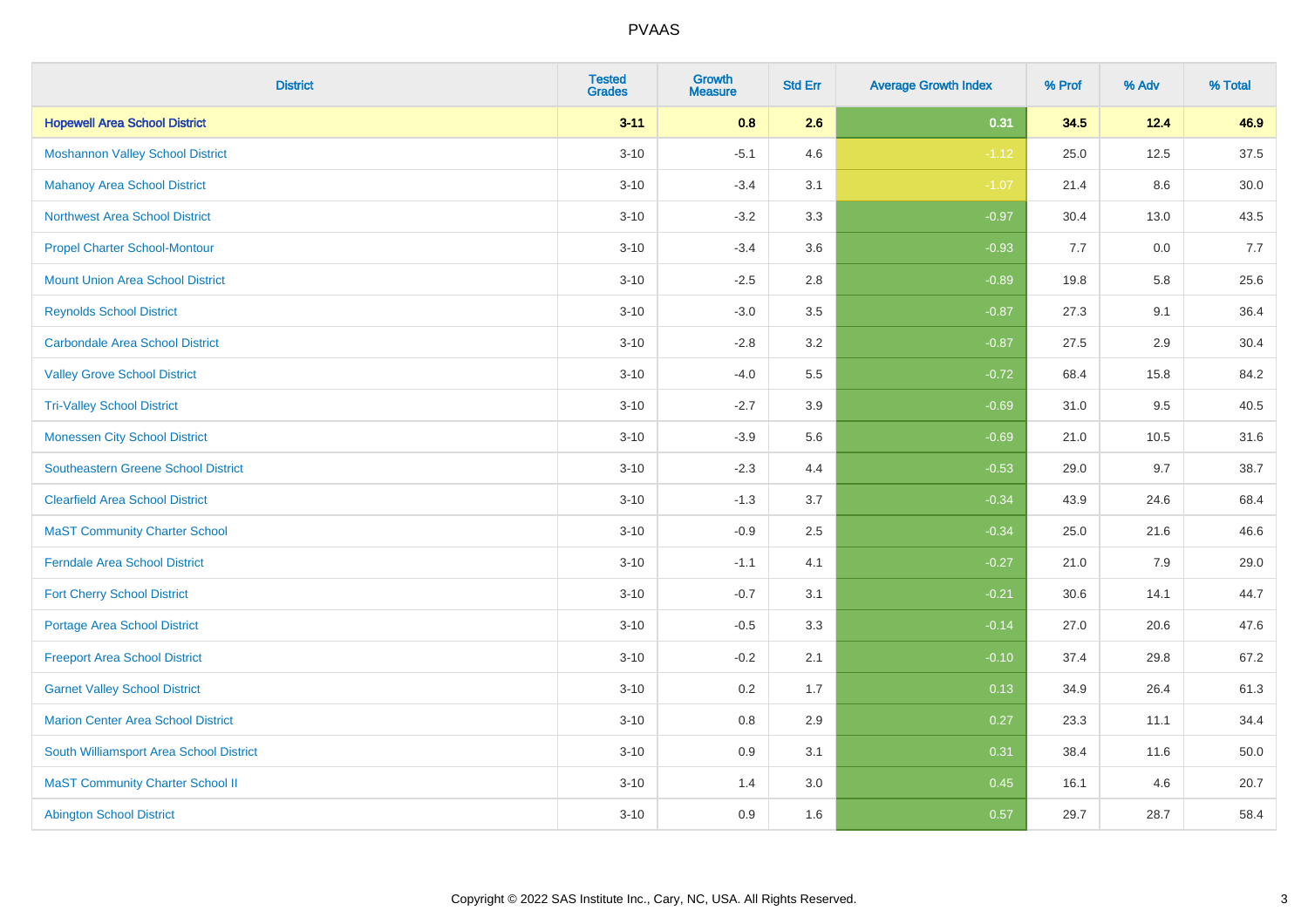| District | Tested Grades | Growth Measure | Std Err | Average Growth Index | % Prof | % Adv | % Total |
|---|---|---|---|---|---|---|---|
| **Hopewell Area School District** | **3-11** | **0.8** | **2.6** | **0.31** | **34.5** | **12.4** | **46.9** |
| Moshannon Valley School District | 3-10 | -5.1 | 4.6 | -1.12 | 25.0 | 12.5 | 37.5 |
| Mahanoy Area School District | 3-10 | -3.4 | 3.1 | -1.07 | 21.4 | 8.6 | 30.0 |
| Northwest Area School District | 3-10 | -3.2 | 3.3 | -0.97 | 30.4 | 13.0 | 43.5 |
| Propel Charter School-Montour | 3-10 | -3.4 | 3.6 | -0.93 | 7.7 | 0.0 | 7.7 |
| Mount Union Area School District | 3-10 | -2.5 | 2.8 | -0.89 | 19.8 | 5.8 | 25.6 |
| Reynolds School District | 3-10 | -3.0 | 3.5 | -0.87 | 27.3 | 9.1 | 36.4 |
| Carbondale Area School District | 3-10 | -2.8 | 3.2 | -0.87 | 27.5 | 2.9 | 30.4 |
| Valley Grove School District | 3-10 | -4.0 | 5.5 | -0.72 | 68.4 | 15.8 | 84.2 |
| Tri-Valley School District | 3-10 | -2.7 | 3.9 | -0.69 | 31.0 | 9.5 | 40.5 |
| Monessen City School District | 3-10 | -3.9 | 5.6 | -0.69 | 21.0 | 10.5 | 31.6 |
| Southeastern Greene School District | 3-10 | -2.3 | 4.4 | -0.53 | 29.0 | 9.7 | 38.7 |
| Clearfield Area School District | 3-10 | -1.3 | 3.7 | -0.34 | 43.9 | 24.6 | 68.4 |
| MaST Community Charter School | 3-10 | -0.9 | 2.5 | -0.34 | 25.0 | 21.6 | 46.6 |
| Ferndale Area School District | 3-10 | -1.1 | 4.1 | -0.27 | 21.0 | 7.9 | 29.0 |
| Fort Cherry School District | 3-10 | -0.7 | 3.1 | -0.21 | 30.6 | 14.1 | 44.7 |
| Portage Area School District | 3-10 | -0.5 | 3.3 | -0.14 | 27.0 | 20.6 | 47.6 |
| Freeport Area School District | 3-10 | -0.2 | 2.1 | -0.10 | 37.4 | 29.8 | 67.2 |
| Garnet Valley School District | 3-10 | 0.2 | 1.7 | 0.13 | 34.9 | 26.4 | 61.3 |
| Marion Center Area School District | 3-10 | 0.8 | 2.9 | 0.27 | 23.3 | 11.1 | 34.4 |
| South Williamsport Area School District | 3-10 | 0.9 | 3.1 | 0.31 | 38.4 | 11.6 | 50.0 |
| MaST Community Charter School II | 3-10 | 1.4 | 3.0 | 0.45 | 16.1 | 4.6 | 20.7 |
| Abington School District | 3-10 | 0.9 | 1.6 | 0.57 | 29.7 | 28.7 | 58.4 |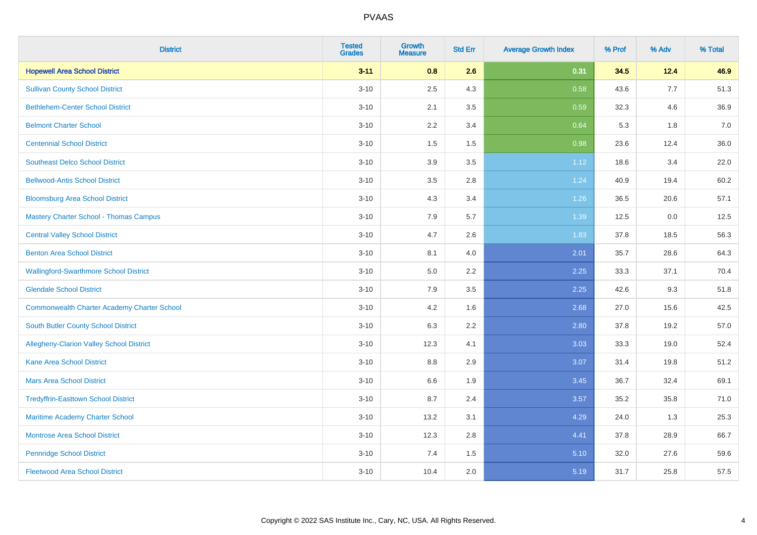# PVAAS

| District | Tested Grades | Growth Measure | Std Err | Average Growth Index | % Prof | % Adv | % Total |
|---|---|---|---|---|---|---|---|
| **Hopewell Area School District** | **3-11** | **0.8** | **2.6** | **0.31** | **34.5** | **12.4** | **46.9** |
| Sullivan County School District | 3-10 | 2.5 | 4.3 | 0.58 | 43.6 | 7.7 | 51.3 |
| Bethlehem-Center School District | 3-10 | 2.1 | 3.5 | 0.59 | 32.3 | 4.6 | 36.9 |
| Belmont Charter School | 3-10 | 2.2 | 3.4 | 0.64 | 5.3 | 1.8 | 7.0 |
| Centennial School District | 3-10 | 1.5 | 1.5 | 0.98 | 23.6 | 12.4 | 36.0 |
| Southeast Delco School District | 3-10 | 3.9 | 3.5 | 1.12 | 18.6 | 3.4 | 22.0 |
| Bellwood-Antis School District | 3-10 | 3.5 | 2.8 | 1.24 | 40.9 | 19.4 | 60.2 |
| Bloomsburg Area School District | 3-10 | 4.3 | 3.4 | 1.26 | 36.5 | 20.6 | 57.1 |
| Mastery Charter School - Thomas Campus | 3-10 | 7.9 | 5.7 | 1.39 | 12.5 | 0.0 | 12.5 |
| Central Valley School District | 3-10 | 4.7 | 2.6 | 1.83 | 37.8 | 18.5 | 56.3 |
| Benton Area School District | 3-10 | 8.1 | 4.0 | 2.01 | 35.7 | 28.6 | 64.3 |
| Wallingford-Swarthmore School District | 3-10 | 5.0 | 2.2 | 2.25 | 33.3 | 37.1 | 70.4 |
| Glendale School District | 3-10 | 7.9 | 3.5 | 2.25 | 42.6 | 9.3 | 51.8 |
| Commonwealth Charter Academy Charter School | 3-10 | 4.2 | 1.6 | 2.68 | 27.0 | 15.6 | 42.5 |
| South Butler County School District | 3-10 | 6.3 | 2.2 | 2.80 | 37.8 | 19.2 | 57.0 |
| Allegheny-Clarion Valley School District | 3-10 | 12.3 | 4.1 | 3.03 | 33.3 | 19.0 | 52.4 |
| Kane Area School District | 3-10 | 8.8 | 2.9 | 3.07 | 31.4 | 19.8 | 51.2 |
| Mars Area School District | 3-10 | 6.6 | 1.9 | 3.45 | 36.7 | 32.4 | 69.1 |
| Tredyffrin-Easttown School District | 3-10 | 8.7 | 2.4 | 3.57 | 35.2 | 35.8 | 71.0 |
| Maritime Academy Charter School | 3-10 | 13.2 | 3.1 | 4.29 | 24.0 | 1.3 | 25.3 |
| Montrose Area School District | 3-10 | 12.3 | 2.8 | 4.41 | 37.8 | 28.9 | 66.7 |
| Pennridge School District | 3-10 | 7.4 | 1.5 | 5.10 | 32.0 | 27.6 | 59.6 |
| Fleetwood Area School District | 3-10 | 10.4 | 2.0 | 5.19 | 31.7 | 25.8 | 57.5 |

Copyright © 2022 SAS Institute Inc., Cary, NC, USA. All Rights Reserved.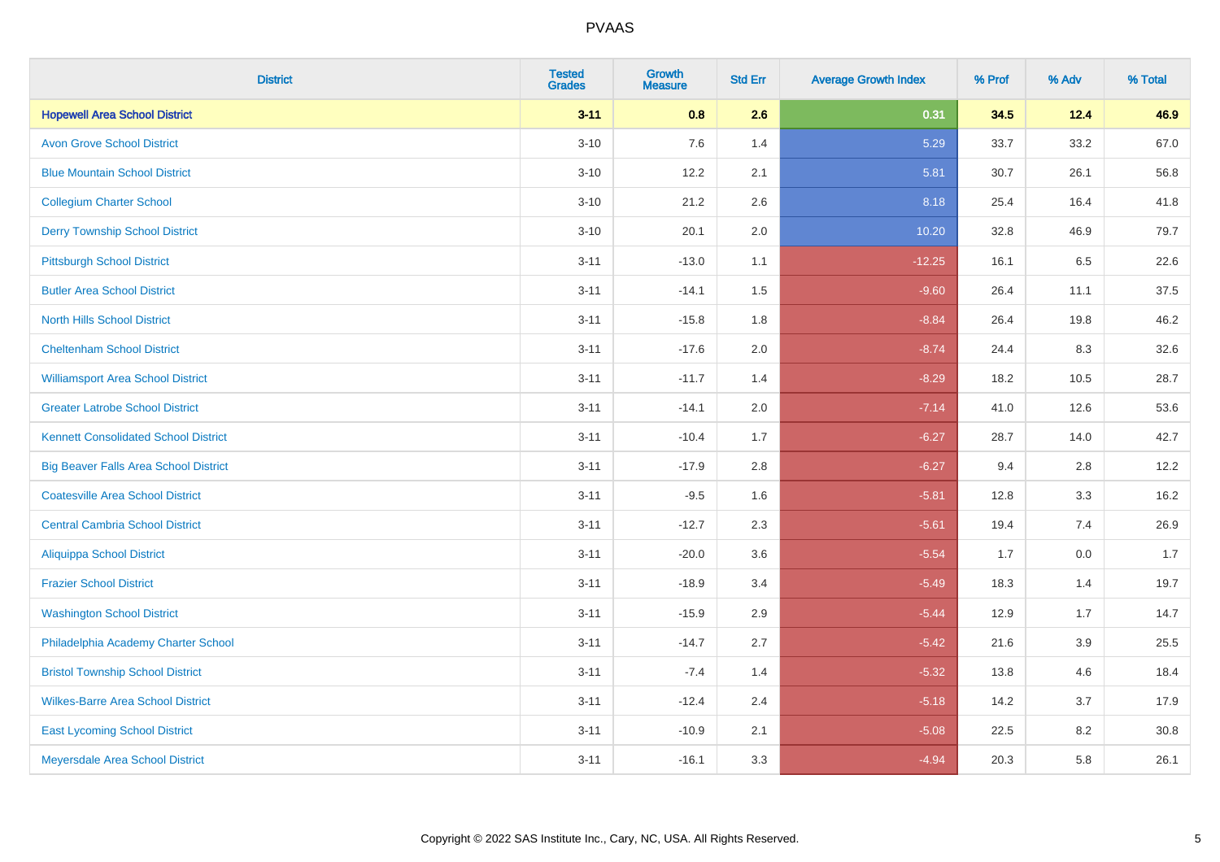| District | Tested Grades | Growth Measure | Std Err | Average Growth Index | % Prof | % Adv | % Total |
|---|---|---|---|---|---|---|---|
| **Hopewell Area School District** | **3-11** | **0.8** | **2.6** | **0.31** | **34.5** | **12.4** | **46.9** |
| Avon Grove School District | 3-10 | 7.6 | 1.4 | 5.29 | 33.7 | 33.2 | 67.0 |
| Blue Mountain School District | 3-10 | 12.2 | 2.1 | 5.81 | 30.7 | 26.1 | 56.8 |
| Collegium Charter School | 3-10 | 21.2 | 2.6 | 8.18 | 25.4 | 16.4 | 41.8 |
| Derry Township School District | 3-10 | 20.1 | 2.0 | 10.20 | 32.8 | 46.9 | 79.7 |
| Pittsburgh School District | 3-11 | -13.0 | 1.1 | -12.25 | 16.1 | 6.5 | 22.6 |
| Butler Area School District | 3-11 | -14.1 | 1.5 | -9.60 | 26.4 | 11.1 | 37.5 |
| North Hills School District | 3-11 | -15.8 | 1.8 | -8.84 | 26.4 | 19.8 | 46.2 |
| Cheltenham School District | 3-11 | -17.6 | 2.0 | -8.74 | 24.4 | 8.3 | 32.6 |
| Williamsport Area School District | 3-11 | -11.7 | 1.4 | -8.29 | 18.2 | 10.5 | 28.7 |
| Greater Latrobe School District | 3-11 | -14.1 | 2.0 | -7.14 | 41.0 | 12.6 | 53.6 |
| Kennett Consolidated School District | 3-11 | -10.4 | 1.7 | -6.27 | 28.7 | 14.0 | 42.7 |
| Big Beaver Falls Area School District | 3-11 | -17.9 | 2.8 | -6.27 | 9.4 | 2.8 | 12.2 |
| Coatesville Area School District | 3-11 | -9.5 | 1.6 | -5.81 | 12.8 | 3.3 | 16.2 |
| Central Cambria School District | 3-11 | -12.7 | 2.3 | -5.61 | 19.4 | 7.4 | 26.9 |
| Aliquippa School District | 3-11 | -20.0 | 3.6 | -5.54 | 1.7 | 0.0 | 1.7 |
| Frazier School District | 3-11 | -18.9 | 3.4 | -5.49 | 18.3 | 1.4 | 19.7 |
| Washington School District | 3-11 | -15.9 | 2.9 | -5.44 | 12.9 | 1.7 | 14.7 |
| Philadelphia Academy Charter School | 3-11 | -14.7 | 2.7 | -5.42 | 21.6 | 3.9 | 25.5 |
| Bristol Township School District | 3-11 | -7.4 | 1.4 | -5.32 | 13.8 | 4.6 | 18.4 |
| Wilkes-Barre Area School District | 3-11 | -12.4 | 2.4 | -5.18 | 14.2 | 3.7 | 17.9 |
| East Lycoming School District | 3-11 | -10.9 | 2.1 | -5.08 | 22.5 | 8.2 | 30.8 |
| Meyersdale Area School District | 3-11 | -16.1 | 3.3 | -4.94 | 20.3 | 5.8 | 26.1 |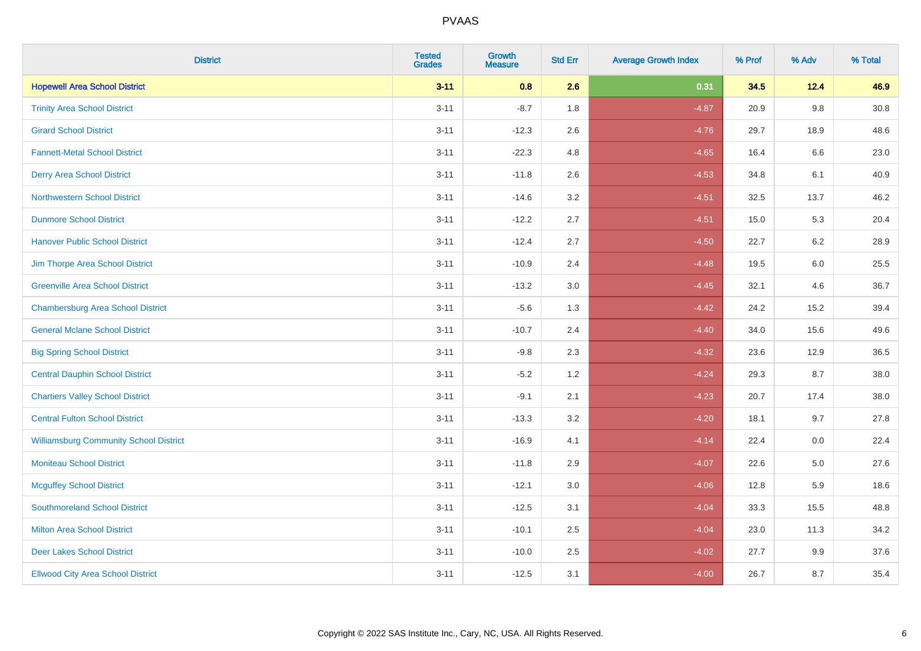# PVAAS

| District | Tested Grades | Growth Measure | Std Err | Average Growth Index | % Prof | % Adv | % Total |
|---|---|---|---|---|---|---|---|
| **Hopewell Area School District** | **3-11** | **0.8** | **2.6** | **0.31** | **34.5** | **12.4** | **46.9** |
| Trinity Area School District | 3-11 | -8.7 | 1.8 | -4.87 | 20.9 | 9.8 | 30.8 |
| Girard School District | 3-11 | -12.3 | 2.6 | -4.76 | 29.7 | 18.9 | 48.6 |
| Fannett-Metal School District | 3-11 | -22.3 | 4.8 | -4.65 | 16.4 | 6.6 | 23.0 |
| Derry Area School District | 3-11 | -11.8 | 2.6 | -4.53 | 34.8 | 6.1 | 40.9 |
| Northwestern School District | 3-11 | -14.6 | 3.2 | -4.51 | 32.5 | 13.7 | 46.2 |
| Dunmore School District | 3-11 | -12.2 | 2.7 | -4.51 | 15.0 | 5.3 | 20.4 |
| Hanover Public School District | 3-11 | -12.4 | 2.7 | -4.50 | 22.7 | 6.2 | 28.9 |
| Jim Thorpe Area School District | 3-11 | -10.9 | 2.4 | -4.48 | 19.5 | 6.0 | 25.5 |
| Greenville Area School District | 3-11 | -13.2 | 3.0 | -4.45 | 32.1 | 4.6 | 36.7 |
| Chambersburg Area School District | 3-11 | -5.6 | 1.3 | -4.42 | 24.2 | 15.2 | 39.4 |
| General Mclane School District | 3-11 | -10.7 | 2.4 | -4.40 | 34.0 | 15.6 | 49.6 |
| Big Spring School District | 3-11 | -9.8 | 2.3 | -4.32 | 23.6 | 12.9 | 36.5 |
| Central Dauphin School District | 3-11 | -5.2 | 1.2 | -4.24 | 29.3 | 8.7 | 38.0 |
| Chartiers Valley School District | 3-11 | -9.1 | 2.1 | -4.23 | 20.7 | 17.4 | 38.0 |
| Central Fulton School District | 3-11 | -13.3 | 3.2 | -4.20 | 18.1 | 9.7 | 27.8 |
| Williamsburg Community School District | 3-11 | -16.9 | 4.1 | -4.14 | 22.4 | 0.0 | 22.4 |
| Moniteau School District | 3-11 | -11.8 | 2.9 | -4.07 | 22.6 | 5.0 | 27.6 |
| Mcguffey School District | 3-11 | -12.1 | 3.0 | -4.06 | 12.8 | 5.9 | 18.6 |
| Southmoreland School District | 3-11 | -12.5 | 3.1 | -4.04 | 33.3 | 15.5 | 48.8 |
| Milton Area School District | 3-11 | -10.1 | 2.5 | -4.04 | 23.0 | 11.3 | 34.2 |
| Deer Lakes School District | 3-11 | -10.0 | 2.5 | -4.02 | 27.7 | 9.9 | 37.6 |
| Ellwood City Area School District | 3-11 | -12.5 | 3.1 | -4.00 | 26.7 | 8.7 | 35.4 |

Copyright © 2022 SAS Institute Inc., Cary, NC, USA. All Rights Reserved.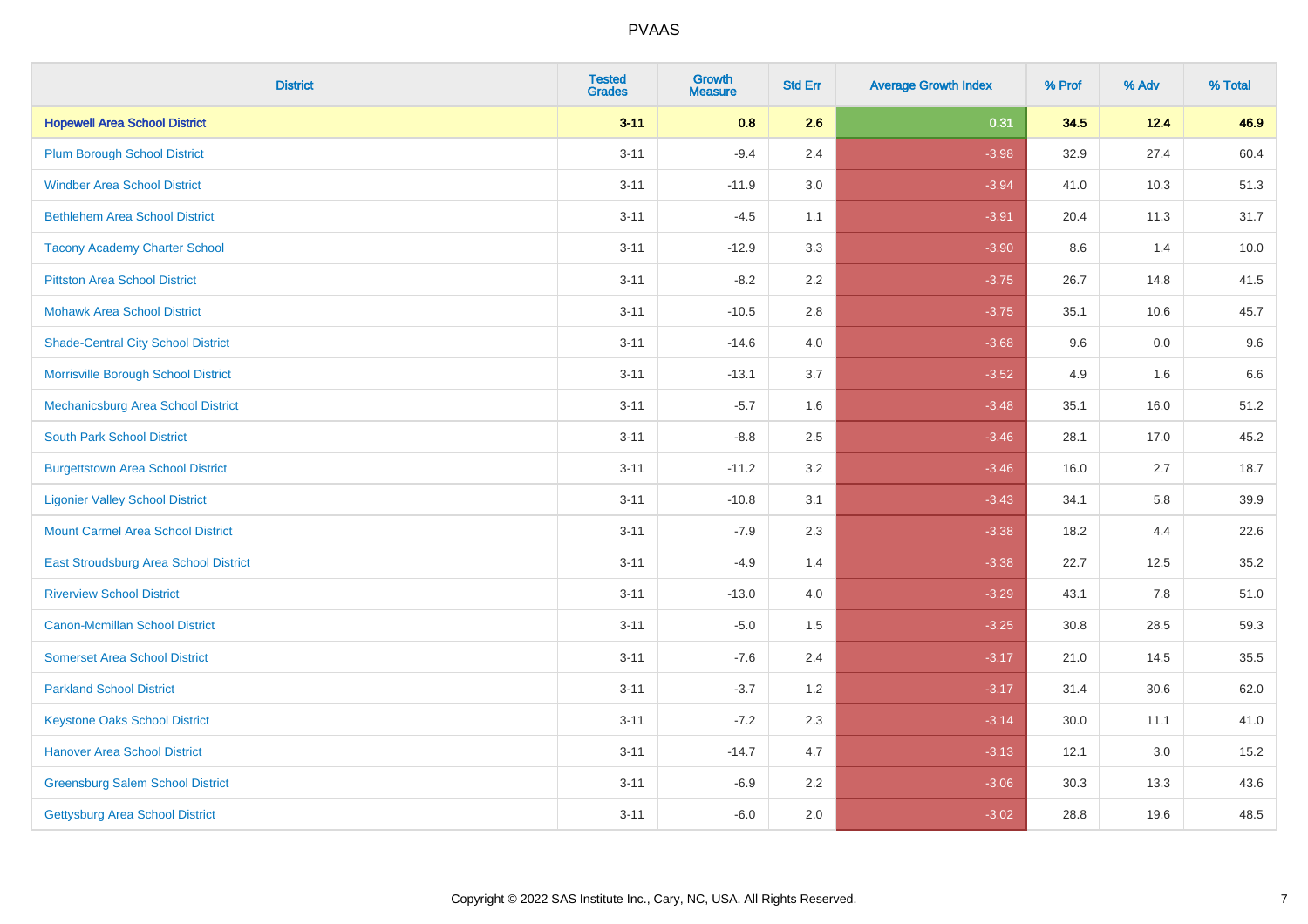# PVAAS

| District | Tested Grades | Growth Measure | Std Err | Average Growth Index | % Prof | % Adv | % Total |
|---|---|---|---|---|---|---|---|
| **Hopewell Area School District** | **3-11** | **0.8** | **2.6** | **0.31** | **34.5** | **12.4** | **46.9** |
| Plum Borough School District | 3-11 | -9.4 | 2.4 | -3.98 | 32.9 | 27.4 | 60.4 |
| Windber Area School District | 3-11 | -11.9 | 3.0 | -3.94 | 41.0 | 10.3 | 51.3 |
| Bethlehem Area School District | 3-11 | -4.5 | 1.1 | -3.91 | 20.4 | 11.3 | 31.7 |
| Tacony Academy Charter School | 3-11 | -12.9 | 3.3 | -3.90 | 8.6 | 1.4 | 10.0 |
| Pittston Area School District | 3-11 | -8.2 | 2.2 | -3.75 | 26.7 | 14.8 | 41.5 |
| Mohawk Area School District | 3-11 | -10.5 | 2.8 | -3.75 | 35.1 | 10.6 | 45.7 |
| Shade-Central City School District | 3-11 | -14.6 | 4.0 | -3.68 | 9.6 | 0.0 | 9.6 |
| Morrisville Borough School District | 3-11 | -13.1 | 3.7 | -3.52 | 4.9 | 1.6 | 6.6 |
| Mechanicsburg Area School District | 3-11 | -5.7 | 1.6 | -3.48 | 35.1 | 16.0 | 51.2 |
| South Park School District | 3-11 | -8.8 | 2.5 | -3.46 | 28.1 | 17.0 | 45.2 |
| Burgettstown Area School District | 3-11 | -11.2 | 3.2 | -3.46 | 16.0 | 2.7 | 18.7 |
| Ligonier Valley School District | 3-11 | -10.8 | 3.1 | -3.43 | 34.1 | 5.8 | 39.9 |
| Mount Carmel Area School District | 3-11 | -7.9 | 2.3 | -3.38 | 18.2 | 4.4 | 22.6 |
| East Stroudsburg Area School District | 3-11 | -4.9 | 1.4 | -3.38 | 22.7 | 12.5 | 35.2 |
| Riverview School District | 3-11 | -13.0 | 4.0 | -3.29 | 43.1 | 7.8 | 51.0 |
| Canon-Mcmillan School District | 3-11 | -5.0 | 1.5 | -3.25 | 30.8 | 28.5 | 59.3 |
| Somerset Area School District | 3-11 | -7.6 | 2.4 | -3.17 | 21.0 | 14.5 | 35.5 |
| Parkland School District | 3-11 | -3.7 | 1.2 | -3.17 | 31.4 | 30.6 | 62.0 |
| Keystone Oaks School District | 3-11 | -7.2 | 2.3 | -3.14 | 30.0 | 11.1 | 41.0 |
| Hanover Area School District | 3-11 | -14.7 | 4.7 | -3.13 | 12.1 | 3.0 | 15.2 |
| Greensburg Salem School District | 3-11 | -6.9 | 2.2 | -3.06 | 30.3 | 13.3 | 43.6 |
| Gettysburg Area School District | 3-11 | -6.0 | 2.0 | -3.02 | 28.8 | 19.6 | 48.5 |

Copyright © 2022 SAS Institute Inc., Cary, NC, USA. All Rights Reserved.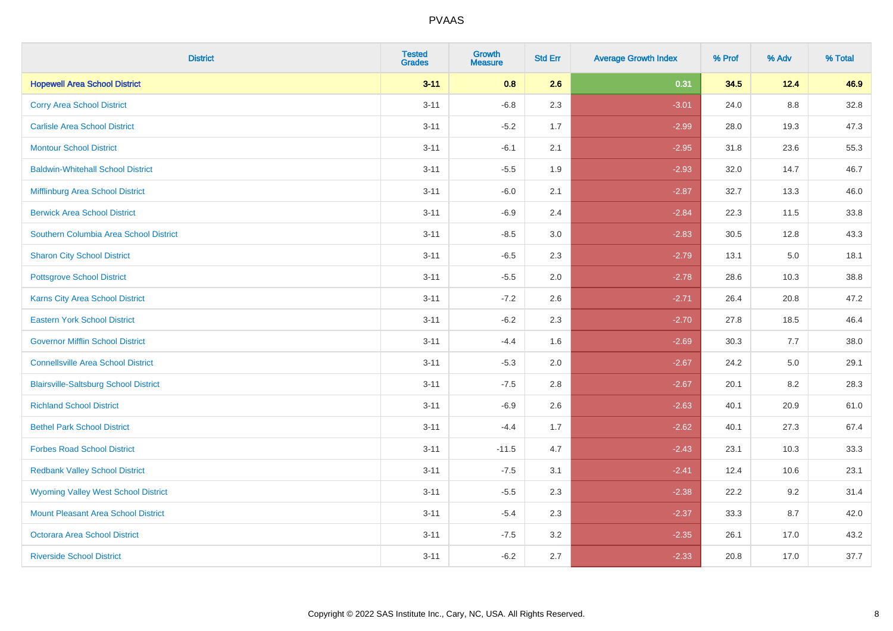# PVAAS

| District | Tested Grades | Growth Measure | Std Err | Average Growth Index | % Prof | % Adv | % Total |
|---|---|---|---|---|---|---|---|
| **Hopewell Area School District** | **3-11** | **0.8** | **2.6** | **0.31** | **34.5** | **12.4** | **46.9** |
| Corry Area School District | 3-11 | -6.8 | 2.3 | -3.01 | 24.0 | 8.8 | 32.8 |
| Carlisle Area School District | 3-11 | -5.2 | 1.7 | -2.99 | 28.0 | 19.3 | 47.3 |
| Montour School District | 3-11 | -6.1 | 2.1 | -2.95 | 31.8 | 23.6 | 55.3 |
| Baldwin-Whitehall School District | 3-11 | -5.5 | 1.9 | -2.93 | 32.0 | 14.7 | 46.7 |
| Mifflinburg Area School District | 3-11 | -6.0 | 2.1 | -2.87 | 32.7 | 13.3 | 46.0 |
| Berwick Area School District | 3-11 | -6.9 | 2.4 | -2.84 | 22.3 | 11.5 | 33.8 |
| Southern Columbia Area School District | 3-11 | -8.5 | 3.0 | -2.83 | 30.5 | 12.8 | 43.3 |
| Sharon City School District | 3-11 | -6.5 | 2.3 | -2.79 | 13.1 | 5.0 | 18.1 |
| Pottsgrove School District | 3-11 | -5.5 | 2.0 | -2.78 | 28.6 | 10.3 | 38.8 |
| Karns City Area School District | 3-11 | -7.2 | 2.6 | -2.71 | 26.4 | 20.8 | 47.2 |
| Eastern York School District | 3-11 | -6.2 | 2.3 | -2.70 | 27.8 | 18.5 | 46.4 |
| Governor Mifflin School District | 3-11 | -4.4 | 1.6 | -2.69 | 30.3 | 7.7 | 38.0 |
| Connellsville Area School District | 3-11 | -5.3 | 2.0 | -2.67 | 24.2 | 5.0 | 29.1 |
| Blairsville-Saltsburg School District | 3-11 | -7.5 | 2.8 | -2.67 | 20.1 | 8.2 | 28.3 |
| Richland School District | 3-11 | -6.9 | 2.6 | -2.63 | 40.1 | 20.9 | 61.0 |
| Bethel Park School District | 3-11 | -4.4 | 1.7 | -2.62 | 40.1 | 27.3 | 67.4 |
| Forbes Road School District | 3-11 | -11.5 | 4.7 | -2.43 | 23.1 | 10.3 | 33.3 |
| Redbank Valley School District | 3-11 | -7.5 | 3.1 | -2.41 | 12.4 | 10.6 | 23.1 |
| Wyoming Valley West School District | 3-11 | -5.5 | 2.3 | -2.38 | 22.2 | 9.2 | 31.4 |
| Mount Pleasant Area School District | 3-11 | -5.4 | 2.3 | -2.37 | 33.3 | 8.7 | 42.0 |
| Octorara Area School District | 3-11 | -7.5 | 3.2 | -2.35 | 26.1 | 17.0 | 43.2 |
| Riverside School District | 3-11 | -6.2 | 2.7 | -2.33 | 20.8 | 17.0 | 37.7 |

Copyright © 2022 SAS Institute Inc., Cary, NC, USA. All Rights Reserved.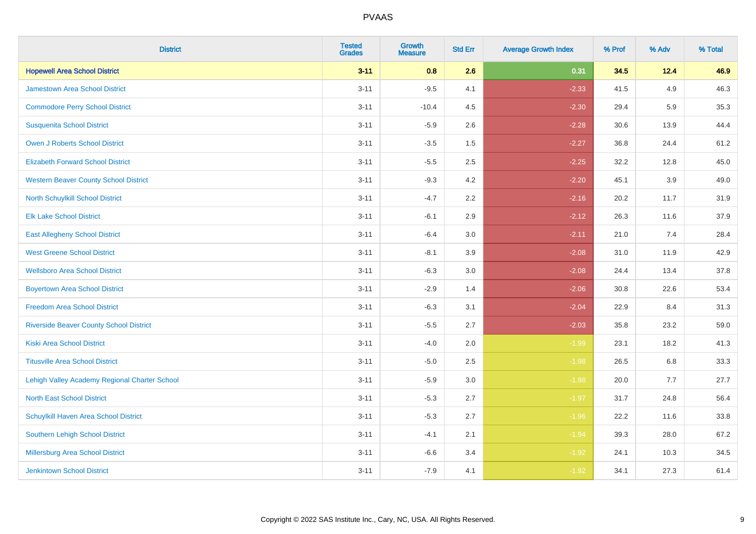| District | Tested Grades | Growth Measure | Std Err | Average Growth Index | % Prof | % Adv | % Total |
|---|---|---|---|---|---|---|---|
| **Hopewell Area School District** | **3-11** | **0.8** | **2.6** | **0.31** | **34.5** | **12.4** | **46.9** |
| Jamestown Area School District | 3-11 | -9.5 | 4.1 | -2.33 | 41.5 | 4.9 | 46.3 |
| Commodore Perry School District | 3-11 | -10.4 | 4.5 | -2.30 | 29.4 | 5.9 | 35.3 |
| Susquenita School District | 3-11 | -5.9 | 2.6 | -2.28 | 30.6 | 13.9 | 44.4 |
| Owen J Roberts School District | 3-11 | -3.5 | 1.5 | -2.27 | 36.8 | 24.4 | 61.2 |
| Elizabeth Forward School District | 3-11 | -5.5 | 2.5 | -2.25 | 32.2 | 12.8 | 45.0 |
| Western Beaver County School District | 3-11 | -9.3 | 4.2 | -2.20 | 45.1 | 3.9 | 49.0 |
| North Schuylkill School District | 3-11 | -4.7 | 2.2 | -2.16 | 20.2 | 11.7 | 31.9 |
| Elk Lake School District | 3-11 | -6.1 | 2.9 | -2.12 | 26.3 | 11.6 | 37.9 |
| East Allegheny School District | 3-11 | -6.4 | 3.0 | -2.11 | 21.0 | 7.4 | 28.4 |
| West Greene School District | 3-11 | -8.1 | 3.9 | -2.08 | 31.0 | 11.9 | 42.9 |
| Wellsboro Area School District | 3-11 | -6.3 | 3.0 | -2.08 | 24.4 | 13.4 | 37.8 |
| Boyertown Area School District | 3-11 | -2.9 | 1.4 | -2.06 | 30.8 | 22.6 | 53.4 |
| Freedom Area School District | 3-11 | -6.3 | 3.1 | -2.04 | 22.9 | 8.4 | 31.3 |
| Riverside Beaver County School District | 3-11 | -5.5 | 2.7 | -2.03 | 35.8 | 23.2 | 59.0 |
| Kiski Area School District | 3-11 | -4.0 | 2.0 | -1.99 | 23.1 | 18.2 | 41.3 |
| Titusville Area School District | 3-11 | -5.0 | 2.5 | -1.98 | 26.5 | 6.8 | 33.3 |
| Lehigh Valley Academy Regional Charter School | 3-11 | -5.9 | 3.0 | -1.98 | 20.0 | 7.7 | 27.7 |
| North East School District | 3-11 | -5.3 | 2.7 | -1.97 | 31.7 | 24.8 | 56.4 |
| Schuylkill Haven Area School District | 3-11 | -5.3 | 2.7 | -1.96 | 22.2 | 11.6 | 33.8 |
| Southern Lehigh School District | 3-11 | -4.1 | 2.1 | -1.94 | 39.3 | 28.0 | 67.2 |
| Millersburg Area School District | 3-11 | -6.6 | 3.4 | -1.92 | 24.1 | 10.3 | 34.5 |
| Jenkintown School District | 3-11 | -7.9 | 4.1 | -1.92 | 34.1 | 27.3 | 61.4 |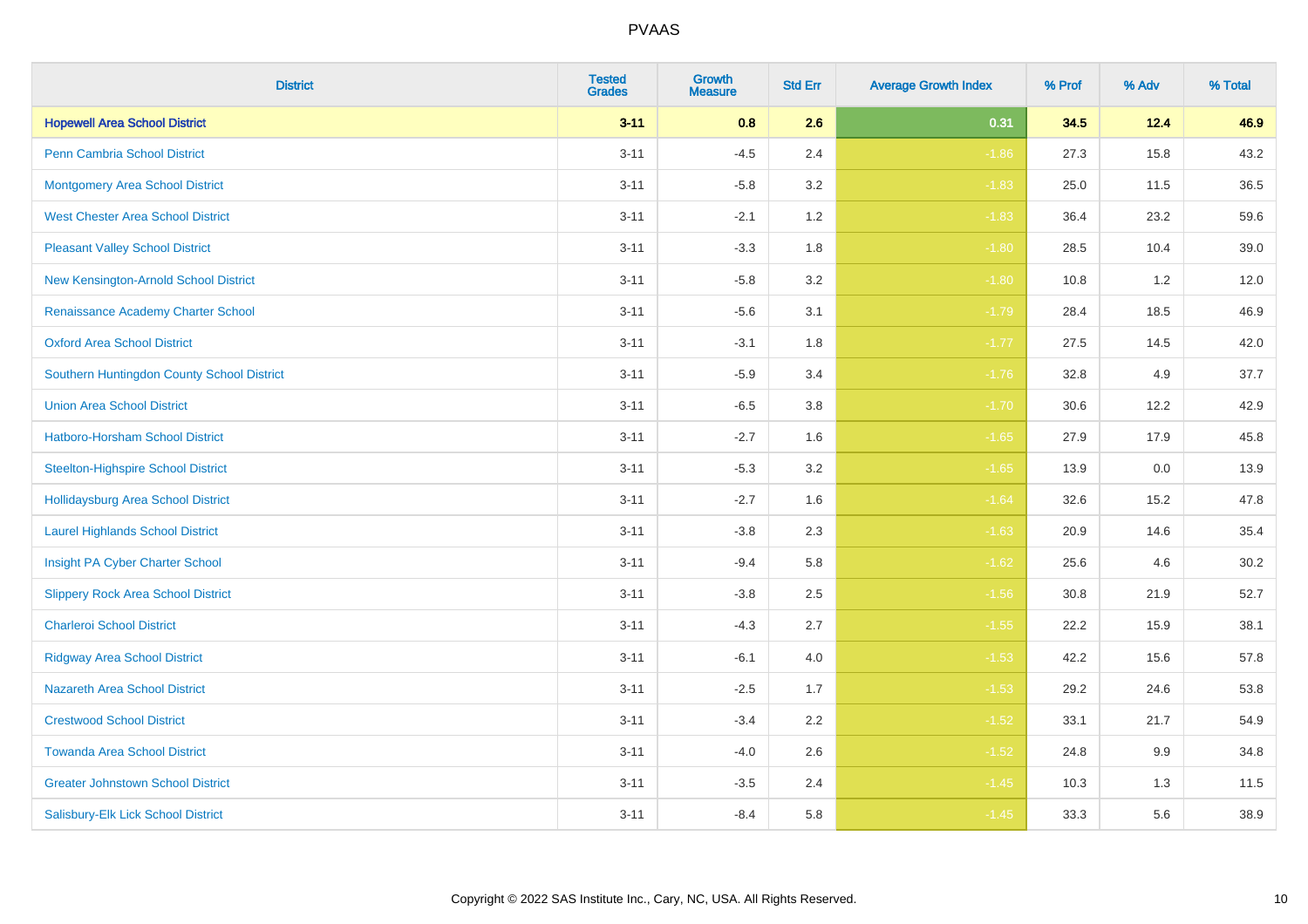| District | Tested Grades | Growth Measure | Std Err | Average Growth Index | % Prof | % Adv | % Total |
|---|---|---|---|---|---|---|---|
| **Hopewell Area School District** | **3-11** | **0.8** | **2.6** | **0.31** | **34.5** | **12.4** | **46.9** |
| Penn Cambria School District | 3-11 | -4.5 | 2.4 | -1.86 | 27.3 | 15.8 | 43.2 |
| Montgomery Area School District | 3-11 | -5.8 | 3.2 | -1.83 | 25.0 | 11.5 | 36.5 |
| West Chester Area School District | 3-11 | -2.1 | 1.2 | -1.83 | 36.4 | 23.2 | 59.6 |
| Pleasant Valley School District | 3-11 | -3.3 | 1.8 | -1.80 | 28.5 | 10.4 | 39.0 |
| New Kensington-Arnold School District | 3-11 | -5.8 | 3.2 | -1.80 | 10.8 | 1.2 | 12.0 |
| Renaissance Academy Charter School | 3-11 | -5.6 | 3.1 | -1.79 | 28.4 | 18.5 | 46.9 |
| Oxford Area School District | 3-11 | -3.1 | 1.8 | -1.77 | 27.5 | 14.5 | 42.0 |
| Southern Huntingdon County School District | 3-11 | -5.9 | 3.4 | -1.76 | 32.8 | 4.9 | 37.7 |
| Union Area School District | 3-11 | -6.5 | 3.8 | -1.70 | 30.6 | 12.2 | 42.9 |
| Hatboro-Horsham School District | 3-11 | -2.7 | 1.6 | -1.65 | 27.9 | 17.9 | 45.8 |
| Steelton-Highspire School District | 3-11 | -5.3 | 3.2 | -1.65 | 13.9 | 0.0 | 13.9 |
| Hollidaysburg Area School District | 3-11 | -2.7 | 1.6 | -1.64 | 32.6 | 15.2 | 47.8 |
| Laurel Highlands School District | 3-11 | -3.8 | 2.3 | -1.63 | 20.9 | 14.6 | 35.4 |
| Insight PA Cyber Charter School | 3-11 | -9.4 | 5.8 | -1.62 | 25.6 | 4.6 | 30.2 |
| Slippery Rock Area School District | 3-11 | -3.8 | 2.5 | -1.56 | 30.8 | 21.9 | 52.7 |
| Charleroi School District | 3-11 | -4.3 | 2.7 | -1.55 | 22.2 | 15.9 | 38.1 |
| Ridgway Area School District | 3-11 | -6.1 | 4.0 | -1.53 | 42.2 | 15.6 | 57.8 |
| Nazareth Area School District | 3-11 | -2.5 | 1.7 | -1.53 | 29.2 | 24.6 | 53.8 |
| Crestwood School District | 3-11 | -3.4 | 2.2 | -1.52 | 33.1 | 21.7 | 54.9 |
| Towanda Area School District | 3-11 | -4.0 | 2.6 | -1.52 | 24.8 | 9.9 | 34.8 |
| Greater Johnstown School District | 3-11 | -3.5 | 2.4 | -1.45 | 10.3 | 1.3 | 11.5 |
| Salisbury-Elk Lick School District | 3-11 | -8.4 | 5.8 | -1.45 | 33.3 | 5.6 | 38.9 |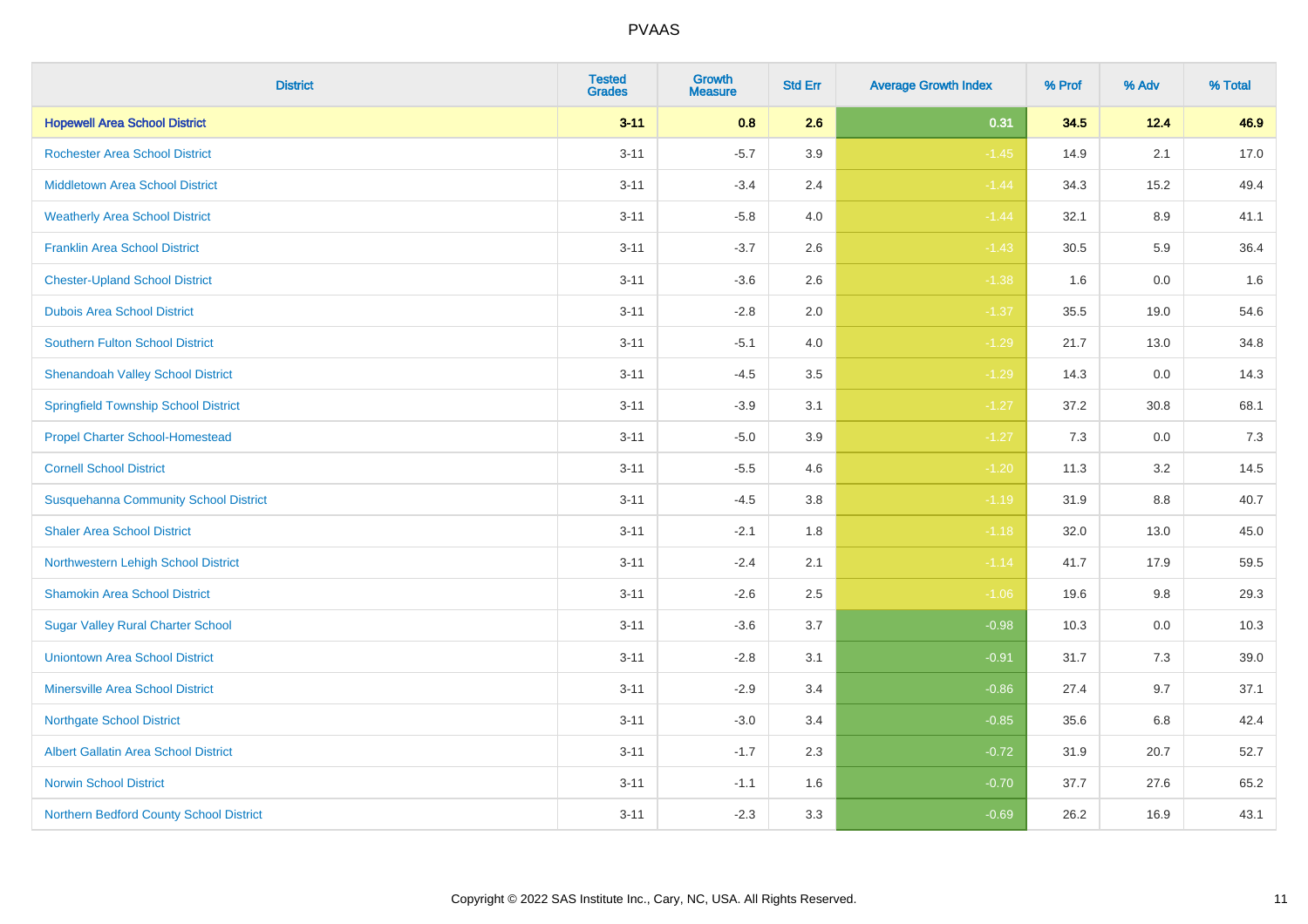| District | Tested Grades | Growth Measure | Std Err | Average Growth Index | % Prof | % Adv | % Total |
|---|---|---|---|---|---|---|---|
| **Hopewell Area School District** | **3-11** | **0.8** | **2.6** | **0.31** | **34.5** | **12.4** | **46.9** |
| Rochester Area School District | 3-11 | -5.7 | 3.9 | -1.45 | 14.9 | 2.1 | 17.0 |
| Middletown Area School District | 3-11 | -3.4 | 2.4 | -1.44 | 34.3 | 15.2 | 49.4 |
| Weatherly Area School District | 3-11 | -5.8 | 4.0 | -1.44 | 32.1 | 8.9 | 41.1 |
| Franklin Area School District | 3-11 | -3.7 | 2.6 | -1.43 | 30.5 | 5.9 | 36.4 |
| Chester-Upland School District | 3-11 | -3.6 | 2.6 | -1.38 | 1.6 | 0.0 | 1.6 |
| Dubois Area School District | 3-11 | -2.8 | 2.0 | -1.37 | 35.5 | 19.0 | 54.6 |
| Southern Fulton School District | 3-11 | -5.1 | 4.0 | -1.29 | 21.7 | 13.0 | 34.8 |
| Shenandoah Valley School District | 3-11 | -4.5 | 3.5 | -1.29 | 14.3 | 0.0 | 14.3 |
| Springfield Township School District | 3-11 | -3.9 | 3.1 | -1.27 | 37.2 | 30.8 | 68.1 |
| Propel Charter School-Homestead | 3-11 | -5.0 | 3.9 | -1.27 | 7.3 | 0.0 | 7.3 |
| Cornell School District | 3-11 | -5.5 | 4.6 | -1.20 | 11.3 | 3.2 | 14.5 |
| Susquehanna Community School District | 3-11 | -4.5 | 3.8 | -1.19 | 31.9 | 8.8 | 40.7 |
| Shaler Area School District | 3-11 | -2.1 | 1.8 | -1.18 | 32.0 | 13.0 | 45.0 |
| Northwestern Lehigh School District | 3-11 | -2.4 | 2.1 | -1.14 | 41.7 | 17.9 | 59.5 |
| Shamokin Area School District | 3-11 | -2.6 | 2.5 | -1.06 | 19.6 | 9.8 | 29.3 |
| Sugar Valley Rural Charter School | 3-11 | -3.6 | 3.7 | -0.98 | 10.3 | 0.0 | 10.3 |
| Uniontown Area School District | 3-11 | -2.8 | 3.1 | -0.91 | 31.7 | 7.3 | 39.0 |
| Minersville Area School District | 3-11 | -2.9 | 3.4 | -0.86 | 27.4 | 9.7 | 37.1 |
| Northgate School District | 3-11 | -3.0 | 3.4 | -0.85 | 35.6 | 6.8 | 42.4 |
| Albert Gallatin Area School District | 3-11 | -1.7 | 2.3 | -0.72 | 31.9 | 20.7 | 52.7 |
| Norwin School District | 3-11 | -1.1 | 1.6 | -0.70 | 37.7 | 27.6 | 65.2 |
| Northern Bedford County School District | 3-11 | -2.3 | 3.3 | -0.69 | 26.2 | 16.9 | 43.1 |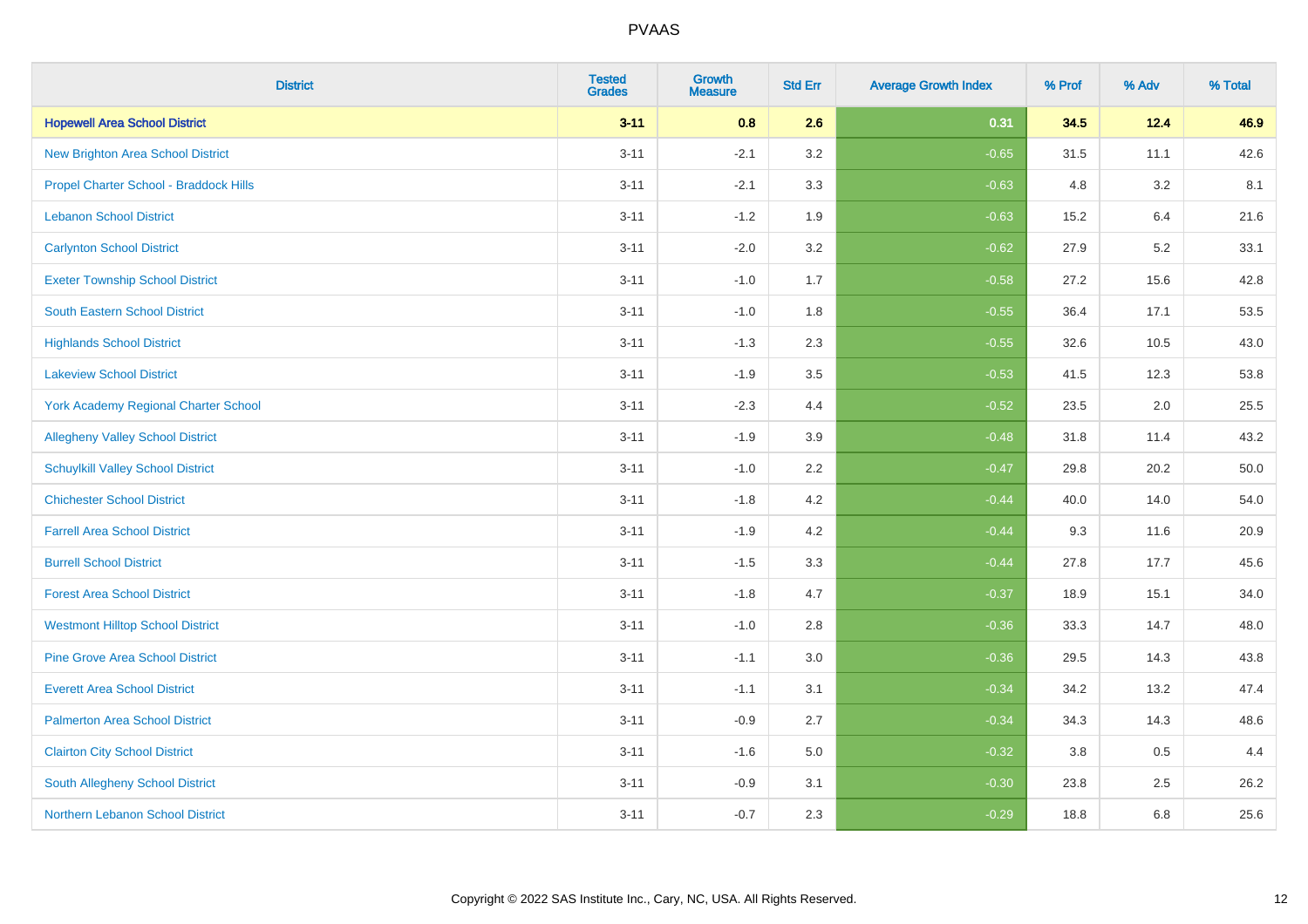| District | Tested Grades | Growth Measure | Std Err | Average Growth Index | % Prof | % Adv | % Total |
|---|---|---|---|---|---|---|---|
| **Hopewell Area School District** | **3-11** | **0.8** | **2.6** | **0.31** | **34.5** | **12.4** | **46.9** |
| New Brighton Area School District | 3-11 | -2.1 | 3.2 | -0.65 | 31.5 | 11.1 | 42.6 |
| Propel Charter School - Braddock Hills | 3-11 | -2.1 | 3.3 | -0.63 | 4.8 | 3.2 | 8.1 |
| Lebanon School District | 3-11 | -1.2 | 1.9 | -0.63 | 15.2 | 6.4 | 21.6 |
| Carlynton School District | 3-11 | -2.0 | 3.2 | -0.62 | 27.9 | 5.2 | 33.1 |
| Exeter Township School District | 3-11 | -1.0 | 1.7 | -0.58 | 27.2 | 15.6 | 42.8 |
| South Eastern School District | 3-11 | -1.0 | 1.8 | -0.55 | 36.4 | 17.1 | 53.5 |
| Highlands School District | 3-11 | -1.3 | 2.3 | -0.55 | 32.6 | 10.5 | 43.0 |
| Lakeview School District | 3-11 | -1.9 | 3.5 | -0.53 | 41.5 | 12.3 | 53.8 |
| York Academy Regional Charter School | 3-11 | -2.3 | 4.4 | -0.52 | 23.5 | 2.0 | 25.5 |
| Allegheny Valley School District | 3-11 | -1.9 | 3.9 | -0.48 | 31.8 | 11.4 | 43.2 |
| Schuylkill Valley School District | 3-11 | -1.0 | 2.2 | -0.47 | 29.8 | 20.2 | 50.0 |
| Chichester School District | 3-11 | -1.8 | 4.2 | -0.44 | 40.0 | 14.0 | 54.0 |
| Farrell Area School District | 3-11 | -1.9 | 4.2 | -0.44 | 9.3 | 11.6 | 20.9 |
| Burrell School District | 3-11 | -1.5 | 3.3 | -0.44 | 27.8 | 17.7 | 45.6 |
| Forest Area School District | 3-11 | -1.8 | 4.7 | -0.37 | 18.9 | 15.1 | 34.0 |
| Westmont Hilltop School District | 3-11 | -1.0 | 2.8 | -0.36 | 33.3 | 14.7 | 48.0 |
| Pine Grove Area School District | 3-11 | -1.1 | 3.0 | -0.36 | 29.5 | 14.3 | 43.8 |
| Everett Area School District | 3-11 | -1.1 | 3.1 | -0.34 | 34.2 | 13.2 | 47.4 |
| Palmerton Area School District | 3-11 | -0.9 | 2.7 | -0.34 | 34.3 | 14.3 | 48.6 |
| Clairton City School District | 3-11 | -1.6 | 5.0 | -0.32 | 3.8 | 0.5 | 4.4 |
| South Allegheny School District | 3-11 | -0.9 | 3.1 | -0.30 | 23.8 | 2.5 | 26.2 |
| Northern Lebanon School District | 3-11 | -0.7 | 2.3 | -0.29 | 18.8 | 6.8 | 25.6 |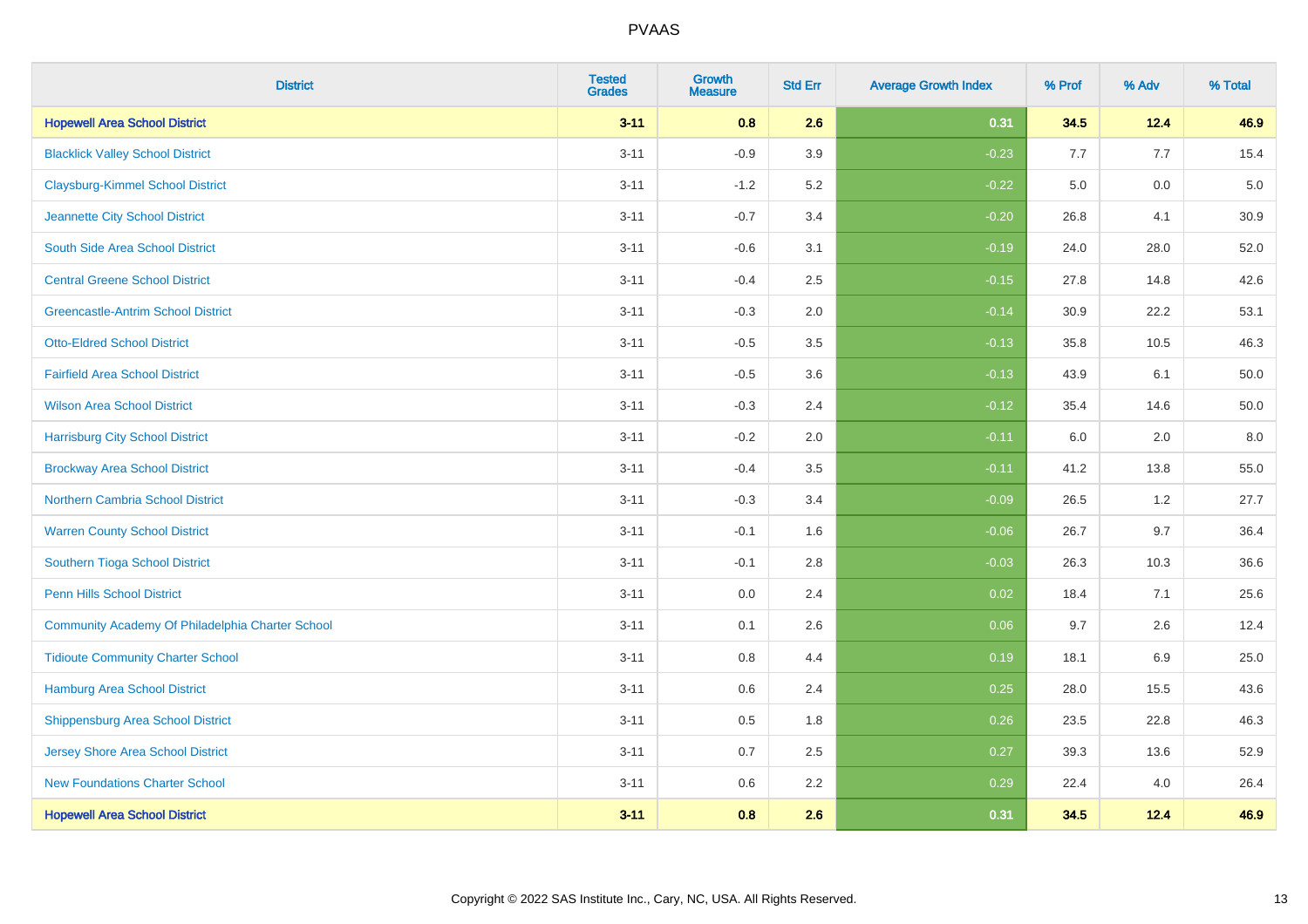# PVAAS

| District | Tested Grades | Growth Measure | Std Err | Average Growth Index | % Prof | % Adv | % Total |
|---|---|---|---|---|---|---|---|
| **Hopewell Area School District** | **3-11** | **0.8** | **2.6** | **0.31** | **34.5** | **12.4** | **46.9** |
| Blacklick Valley School District | 3-11 | -0.9 | 3.9 | -0.23 | 7.7 | 7.7 | 15.4 |
| Claysburg-Kimmel School District | 3-11 | -1.2 | 5.2 | -0.22 | 5.0 | 0.0 | 5.0 |
| Jeannette City School District | 3-11 | -0.7 | 3.4 | -0.20 | 26.8 | 4.1 | 30.9 |
| South Side Area School District | 3-11 | -0.6 | 3.1 | -0.19 | 24.0 | 28.0 | 52.0 |
| Central Greene School District | 3-11 | -0.4 | 2.5 | -0.15 | 27.8 | 14.8 | 42.6 |
| Greencastle-Antrim School District | 3-11 | -0.3 | 2.0 | -0.14 | 30.9 | 22.2 | 53.1 |
| Otto-Eldred School District | 3-11 | -0.5 | 3.5 | -0.13 | 35.8 | 10.5 | 46.3 |
| Fairfield Area School District | 3-11 | -0.5 | 3.6 | -0.13 | 43.9 | 6.1 | 50.0 |
| Wilson Area School District | 3-11 | -0.3 | 2.4 | -0.12 | 35.4 | 14.6 | 50.0 |
| Harrisburg City School District | 3-11 | -0.2 | 2.0 | -0.11 | 6.0 | 2.0 | 8.0 |
| Brockway Area School District | 3-11 | -0.4 | 3.5 | -0.11 | 41.2 | 13.8 | 55.0 |
| Northern Cambria School District | 3-11 | -0.3 | 3.4 | -0.09 | 26.5 | 1.2 | 27.7 |
| Warren County School District | 3-11 | -0.1 | 1.6 | -0.06 | 26.7 | 9.7 | 36.4 |
| Southern Tioga School District | 3-11 | -0.1 | 2.8 | -0.03 | 26.3 | 10.3 | 36.6 |
| Penn Hills School District | 3-11 | 0.0 | 2.4 | 0.02 | 18.4 | 7.1 | 25.6 |
| Community Academy Of Philadelphia Charter School | 3-11 | 0.1 | 2.6 | 0.06 | 9.7 | 2.6 | 12.4 |
| Tidioute Community Charter School | 3-11 | 0.8 | 4.4 | 0.19 | 18.1 | 6.9 | 25.0 |
| Hamburg Area School District | 3-11 | 0.6 | 2.4 | 0.25 | 28.0 | 15.5 | 43.6 |
| Shippensburg Area School District | 3-11 | 0.5 | 1.8 | 0.26 | 23.5 | 22.8 | 46.3 |
| Jersey Shore Area School District | 3-11 | 0.7 | 2.5 | 0.27 | 39.3 | 13.6 | 52.9 |
| New Foundations Charter School | 3-11 | 0.6 | 2.2 | 0.29 | 22.4 | 4.0 | 26.4 |
| **Hopewell Area School District** | **3-11** | **0.8** | **2.6** | **0.31** | **34.5** | **12.4** | **46.9** |

Copyright © 2022 SAS Institute Inc., Cary, NC, USA. All Rights Reserved.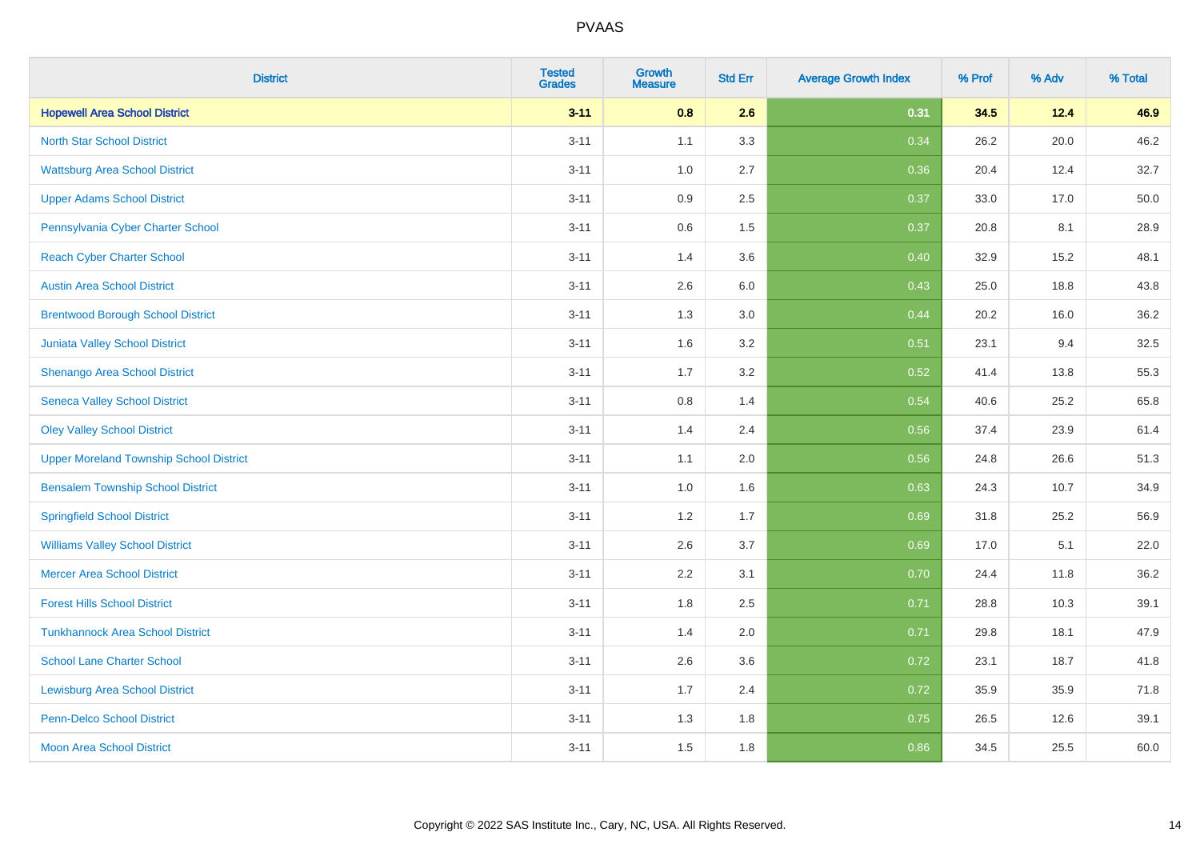# PVAAS

| District | Tested Grades | Growth Measure | Std Err | Average Growth Index | % Prof | % Adv | % Total |
|---|---|---|---|---|---|---|---|
| **Hopewell Area School District** | **3-11** | **0.8** | **2.6** | **0.31** | **34.5** | **12.4** | **46.9** |
| North Star School District | 3-11 | 1.1 | 3.3 | 0.34 | 26.2 | 20.0 | 46.2 |
| Wattsburg Area School District | 3-11 | 1.0 | 2.7 | 0.36 | 20.4 | 12.4 | 32.7 |
| Upper Adams School District | 3-11 | 0.9 | 2.5 | 0.37 | 33.0 | 17.0 | 50.0 |
| Pennsylvania Cyber Charter School | 3-11 | 0.6 | 1.5 | 0.37 | 20.8 | 8.1 | 28.9 |
| Reach Cyber Charter School | 3-11 | 1.4 | 3.6 | 0.40 | 32.9 | 15.2 | 48.1 |
| Austin Area School District | 3-11 | 2.6 | 6.0 | 0.43 | 25.0 | 18.8 | 43.8 |
| Brentwood Borough School District | 3-11 | 1.3 | 3.0 | 0.44 | 20.2 | 16.0 | 36.2 |
| Juniata Valley School District | 3-11 | 1.6 | 3.2 | 0.51 | 23.1 | 9.4 | 32.5 |
| Shenango Area School District | 3-11 | 1.7 | 3.2 | 0.52 | 41.4 | 13.8 | 55.3 |
| Seneca Valley School District | 3-11 | 0.8 | 1.4 | 0.54 | 40.6 | 25.2 | 65.8 |
| Oley Valley School District | 3-11 | 1.4 | 2.4 | 0.56 | 37.4 | 23.9 | 61.4 |
| Upper Moreland Township School District | 3-11 | 1.1 | 2.0 | 0.56 | 24.8 | 26.6 | 51.3 |
| Bensalem Township School District | 3-11 | 1.0 | 1.6 | 0.63 | 24.3 | 10.7 | 34.9 |
| Springfield School District | 3-11 | 1.2 | 1.7 | 0.69 | 31.8 | 25.2 | 56.9 |
| Williams Valley School District | 3-11 | 2.6 | 3.7 | 0.69 | 17.0 | 5.1 | 22.0 |
| Mercer Area School District | 3-11 | 2.2 | 3.1 | 0.70 | 24.4 | 11.8 | 36.2 |
| Forest Hills School District | 3-11 | 1.8 | 2.5 | 0.71 | 28.8 | 10.3 | 39.1 |
| Tunkhannock Area School District | 3-11 | 1.4 | 2.0 | 0.71 | 29.8 | 18.1 | 47.9 |
| School Lane Charter School | 3-11 | 2.6 | 3.6 | 0.72 | 23.1 | 18.7 | 41.8 |
| Lewisburg Area School District | 3-11 | 1.7 | 2.4 | 0.72 | 35.9 | 35.9 | 71.8 |
| Penn-Delco School District | 3-11 | 1.3 | 1.8 | 0.75 | 26.5 | 12.6 | 39.1 |
| Moon Area School District | 3-11 | 1.5 | 1.8 | 0.86 | 34.5 | 25.5 | 60.0 |

Copyright © 2022 SAS Institute Inc., Cary, NC, USA. All Rights Reserved.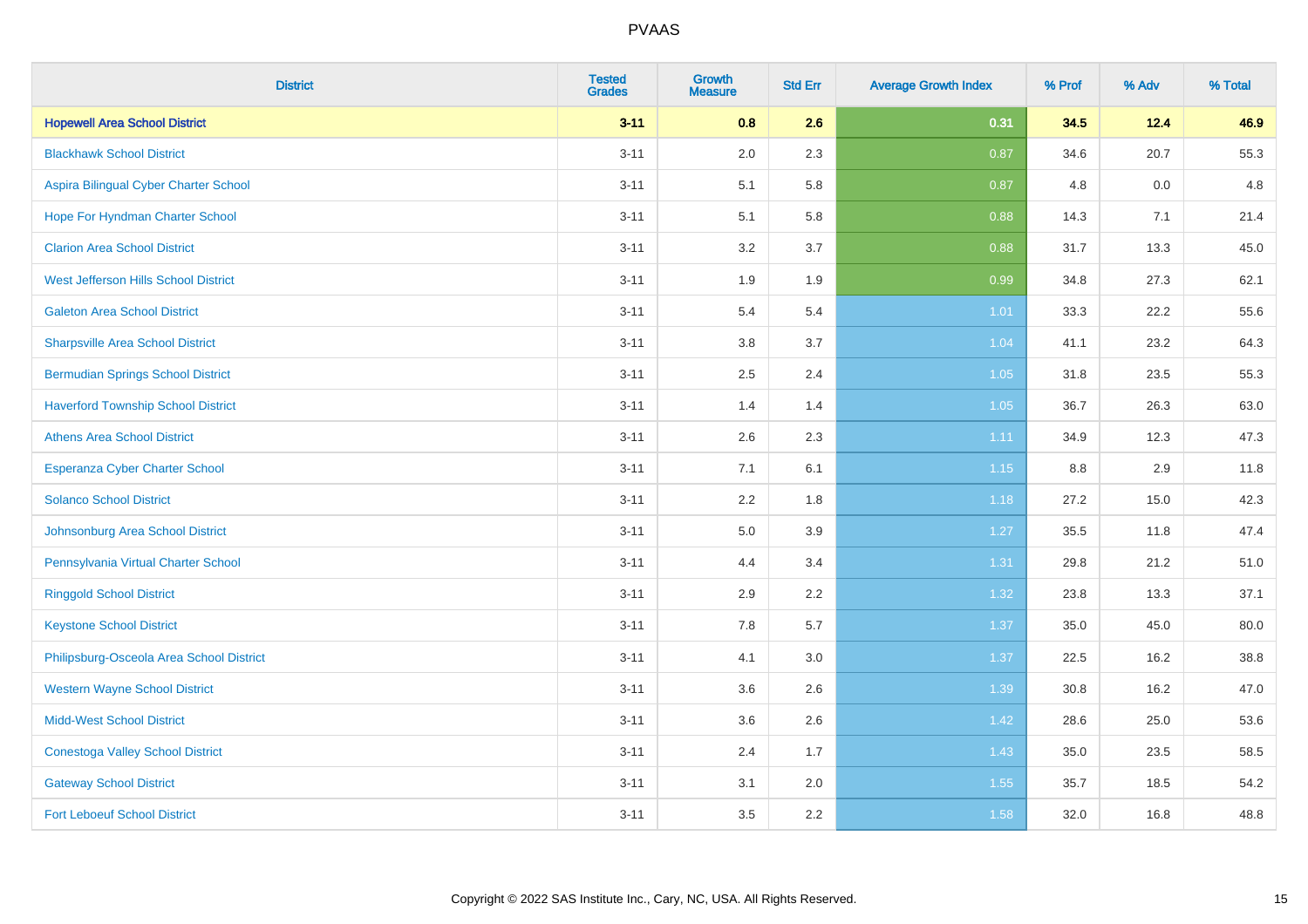| District | Tested Grades | Growth Measure | Std Err | Average Growth Index | % Prof | % Adv | % Total |
|---|---|---|---|---|---|---|---|
| **Hopewell Area School District** | **3-11** | **0.8** | **2.6** | **0.31** | **34.5** | **12.4** | **46.9** |
| Blackhawk School District | 3-11 | 2.0 | 2.3 | 0.87 | 34.6 | 20.7 | 55.3 |
| Aspira Bilingual Cyber Charter School | 3-11 | 5.1 | 5.8 | 0.87 | 4.8 | 0.0 | 4.8 |
| Hope For Hyndman Charter School | 3-11 | 5.1 | 5.8 | 0.88 | 14.3 | 7.1 | 21.4 |
| Clarion Area School District | 3-11 | 3.2 | 3.7 | 0.88 | 31.7 | 13.3 | 45.0 |
| West Jefferson Hills School District | 3-11 | 1.9 | 1.9 | 0.99 | 34.8 | 27.3 | 62.1 |
| Galeton Area School District | 3-11 | 5.4 | 5.4 | 1.01 | 33.3 | 22.2 | 55.6 |
| Sharpsville Area School District | 3-11 | 3.8 | 3.7 | 1.04 | 41.1 | 23.2 | 64.3 |
| Bermudian Springs School District | 3-11 | 2.5 | 2.4 | 1.05 | 31.8 | 23.5 | 55.3 |
| Haverford Township School District | 3-11 | 1.4 | 1.4 | 1.05 | 36.7 | 26.3 | 63.0 |
| Athens Area School District | 3-11 | 2.6 | 2.3 | 1.11 | 34.9 | 12.3 | 47.3 |
| Esperanza Cyber Charter School | 3-11 | 7.1 | 6.1 | 1.15 | 8.8 | 2.9 | 11.8 |
| Solanco School District | 3-11 | 2.2 | 1.8 | 1.18 | 27.2 | 15.0 | 42.3 |
| Johnsonburg Area School District | 3-11 | 5.0 | 3.9 | 1.27 | 35.5 | 11.8 | 47.4 |
| Pennsylvania Virtual Charter School | 3-11 | 4.4 | 3.4 | 1.31 | 29.8 | 21.2 | 51.0 |
| Ringgold School District | 3-11 | 2.9 | 2.2 | 1.32 | 23.8 | 13.3 | 37.1 |
| Keystone School District | 3-11 | 7.8 | 5.7 | 1.37 | 35.0 | 45.0 | 80.0 |
| Philipsburg-Osceola Area School District | 3-11 | 4.1 | 3.0 | 1.37 | 22.5 | 16.2 | 38.8 |
| Western Wayne School District | 3-11 | 3.6 | 2.6 | 1.39 | 30.8 | 16.2 | 47.0 |
| Midd-West School District | 3-11 | 3.6 | 2.6 | 1.42 | 28.6 | 25.0 | 53.6 |
| Conestoga Valley School District | 3-11 | 2.4 | 1.7 | 1.43 | 35.0 | 23.5 | 58.5 |
| Gateway School District | 3-11 | 3.1 | 2.0 | 1.55 | 35.7 | 18.5 | 54.2 |
| Fort Leboeuf School District | 3-11 | 3.5 | 2.2 | 1.58 | 32.0 | 16.8 | 48.8 |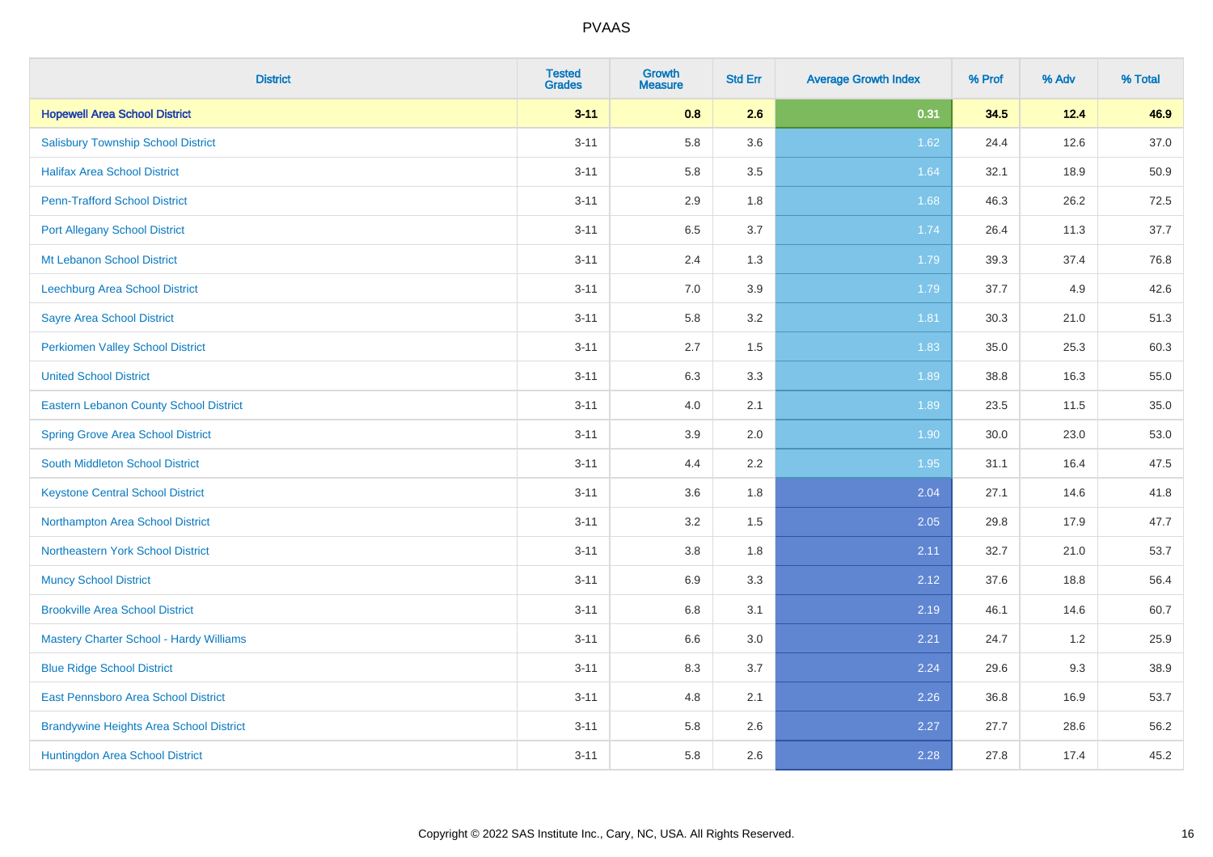| District | Tested Grades | Growth Measure | Std Err | Average Growth Index | % Prof | % Adv | % Total |
|---|---|---|---|---|---|---|---|
| **Hopewell Area School District** | **3-11** | **0.8** | **2.6** | **0.31** | **34.5** | **12.4** | **46.9** |
| Salisbury Township School District | 3-11 | 5.8 | 3.6 | 1.62 | 24.4 | 12.6 | 37.0 |
| Halifax Area School District | 3-11 | 5.8 | 3.5 | 1.64 | 32.1 | 18.9 | 50.9 |
| Penn-Trafford School District | 3-11 | 2.9 | 1.8 | 1.68 | 46.3 | 26.2 | 72.5 |
| Port Allegany School District | 3-11 | 6.5 | 3.7 | 1.74 | 26.4 | 11.3 | 37.7 |
| Mt Lebanon School District | 3-11 | 2.4 | 1.3 | 1.79 | 39.3 | 37.4 | 76.8 |
| Leechburg Area School District | 3-11 | 7.0 | 3.9 | 1.79 | 37.7 | 4.9 | 42.6 |
| Sayre Area School District | 3-11 | 5.8 | 3.2 | 1.81 | 30.3 | 21.0 | 51.3 |
| Perkiomen Valley School District | 3-11 | 2.7 | 1.5 | 1.83 | 35.0 | 25.3 | 60.3 |
| United School District | 3-11 | 6.3 | 3.3 | 1.89 | 38.8 | 16.3 | 55.0 |
| Eastern Lebanon County School District | 3-11 | 4.0 | 2.1 | 1.89 | 23.5 | 11.5 | 35.0 |
| Spring Grove Area School District | 3-11 | 3.9 | 2.0 | 1.90 | 30.0 | 23.0 | 53.0 |
| South Middleton School District | 3-11 | 4.4 | 2.2 | 1.95 | 31.1 | 16.4 | 47.5 |
| Keystone Central School District | 3-11 | 3.6 | 1.8 | 2.04 | 27.1 | 14.6 | 41.8 |
| Northampton Area School District | 3-11 | 3.2 | 1.5 | 2.05 | 29.8 | 17.9 | 47.7 |
| Northeastern York School District | 3-11 | 3.8 | 1.8 | 2.11 | 32.7 | 21.0 | 53.7 |
| Muncy School District | 3-11 | 6.9 | 3.3 | 2.12 | 37.6 | 18.8 | 56.4 |
| Brookville Area School District | 3-11 | 6.8 | 3.1 | 2.19 | 46.1 | 14.6 | 60.7 |
| Mastery Charter School - Hardy Williams | 3-11 | 6.6 | 3.0 | 2.21 | 24.7 | 1.2 | 25.9 |
| Blue Ridge School District | 3-11 | 8.3 | 3.7 | 2.24 | 29.6 | 9.3 | 38.9 |
| East Pennsboro Area School District | 3-11 | 4.8 | 2.1 | 2.26 | 36.8 | 16.9 | 53.7 |
| Brandywine Heights Area School District | 3-11 | 5.8 | 2.6 | 2.27 | 27.7 | 28.6 | 56.2 |
| Huntingdon Area School District | 3-11 | 5.8 | 2.6 | 2.28 | 27.8 | 17.4 | 45.2 |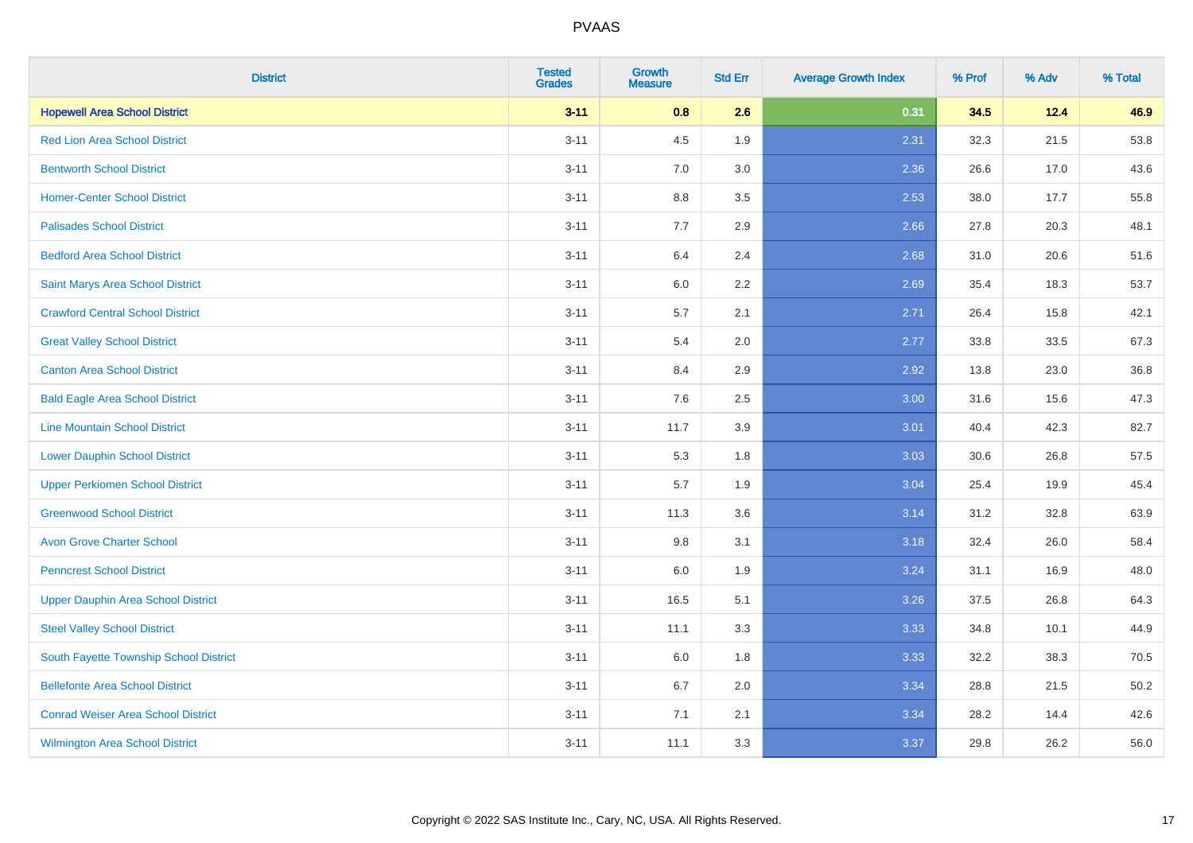# PVAAS

| District | Tested Grades | Growth Measure | Std Err | Average Growth Index | % Prof | % Adv | % Total |
|---|---|---|---|---|---|---|---|
| **Hopewell Area School District** | **3-11** | **0.8** | **2.6** | **0.31** | **34.5** | **12.4** | **46.9** |
| Red Lion Area School District | 3-11 | 4.5 | 1.9 | 2.31 | 32.3 | 21.5 | 53.8 |
| Bentworth School District | 3-11 | 7.0 | 3.0 | 2.36 | 26.6 | 17.0 | 43.6 |
| Homer-Center School District | 3-11 | 8.8 | 3.5 | 2.53 | 38.0 | 17.7 | 55.8 |
| Palisades School District | 3-11 | 7.7 | 2.9 | 2.66 | 27.8 | 20.3 | 48.1 |
| Bedford Area School District | 3-11 | 6.4 | 2.4 | 2.68 | 31.0 | 20.6 | 51.6 |
| Saint Marys Area School District | 3-11 | 6.0 | 2.2 | 2.69 | 35.4 | 18.3 | 53.7 |
| Crawford Central School District | 3-11 | 5.7 | 2.1 | 2.71 | 26.4 | 15.8 | 42.1 |
| Great Valley School District | 3-11 | 5.4 | 2.0 | 2.77 | 33.8 | 33.5 | 67.3 |
| Canton Area School District | 3-11 | 8.4 | 2.9 | 2.92 | 13.8 | 23.0 | 36.8 |
| Bald Eagle Area School District | 3-11 | 7.6 | 2.5 | 3.00 | 31.6 | 15.6 | 47.3 |
| Line Mountain School District | 3-11 | 11.7 | 3.9 | 3.01 | 40.4 | 42.3 | 82.7 |
| Lower Dauphin School District | 3-11 | 5.3 | 1.8 | 3.03 | 30.6 | 26.8 | 57.5 |
| Upper Perkiomen School District | 3-11 | 5.7 | 1.9 | 3.04 | 25.4 | 19.9 | 45.4 |
| Greenwood School District | 3-11 | 11.3 | 3.6 | 3.14 | 31.2 | 32.8 | 63.9 |
| Avon Grove Charter School | 3-11 | 9.8 | 3.1 | 3.18 | 32.4 | 26.0 | 58.4 |
| Penncrest School District | 3-11 | 6.0 | 1.9 | 3.24 | 31.1 | 16.9 | 48.0 |
| Upper Dauphin Area School District | 3-11 | 16.5 | 5.1 | 3.26 | 37.5 | 26.8 | 64.3 |
| Steel Valley School District | 3-11 | 11.1 | 3.3 | 3.33 | 34.8 | 10.1 | 44.9 |
| South Fayette Township School District | 3-11 | 6.0 | 1.8 | 3.33 | 32.2 | 38.3 | 70.5 |
| Bellefonte Area School District | 3-11 | 6.7 | 2.0 | 3.34 | 28.8 | 21.5 | 50.2 |
| Conrad Weiser Area School District | 3-11 | 7.1 | 2.1 | 3.34 | 28.2 | 14.4 | 42.6 |
| Wilmington Area School District | 3-11 | 11.1 | 3.3 | 3.37 | 29.8 | 26.2 | 56.0 |

Copyright © 2022 SAS Institute Inc., Cary, NC, USA. All Rights Reserved.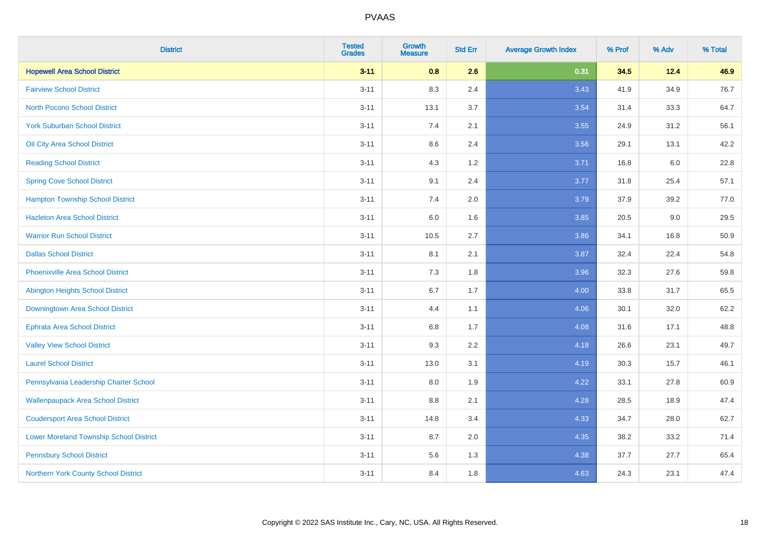| District | Tested Grades | Growth Measure | Std Err | Average Growth Index | % Prof | % Adv | % Total |
|---|---|---|---|---|---|---|---|
| **Hopewell Area School District** | **3-11** | **0.8** | **2.6** | **0.31** | **34.5** | **12.4** | **46.9** |
| Fairview School District | 3-11 | 8.3 | 2.4 | 3.43 | 41.9 | 34.9 | 76.7 |
| North Pocono School District | 3-11 | 13.1 | 3.7 | 3.54 | 31.4 | 33.3 | 64.7 |
| York Suburban School District | 3-11 | 7.4 | 2.1 | 3.55 | 24.9 | 31.2 | 56.1 |
| Oil City Area School District | 3-11 | 8.6 | 2.4 | 3.56 | 29.1 | 13.1 | 42.2 |
| Reading School District | 3-11 | 4.3 | 1.2 | 3.71 | 16.8 | 6.0 | 22.8 |
| Spring Cove School District | 3-11 | 9.1 | 2.4 | 3.77 | 31.8 | 25.4 | 57.1 |
| Hampton Township School District | 3-11 | 7.4 | 2.0 | 3.79 | 37.9 | 39.2 | 77.0 |
| Hazleton Area School District | 3-11 | 6.0 | 1.6 | 3.85 | 20.5 | 9.0 | 29.5 |
| Warrior Run School District | 3-11 | 10.5 | 2.7 | 3.86 | 34.1 | 16.8 | 50.9 |
| Dallas School District | 3-11 | 8.1 | 2.1 | 3.87 | 32.4 | 22.4 | 54.8 |
| Phoenixville Area School District | 3-11 | 7.3 | 1.8 | 3.96 | 32.3 | 27.6 | 59.8 |
| Abington Heights School District | 3-11 | 6.7 | 1.7 | 4.00 | 33.8 | 31.7 | 65.5 |
| Downingtown Area School District | 3-11 | 4.4 | 1.1 | 4.06 | 30.1 | 32.0 | 62.2 |
| Ephrata Area School District | 3-11 | 6.8 | 1.7 | 4.08 | 31.6 | 17.1 | 48.8 |
| Valley View School District | 3-11 | 9.3 | 2.2 | 4.18 | 26.6 | 23.1 | 49.7 |
| Laurel School District | 3-11 | 13.0 | 3.1 | 4.19 | 30.3 | 15.7 | 46.1 |
| Pennsylvania Leadership Charter School | 3-11 | 8.0 | 1.9 | 4.22 | 33.1 | 27.8 | 60.9 |
| Wallenpaupack Area School District | 3-11 | 8.8 | 2.1 | 4.28 | 28.5 | 18.9 | 47.4 |
| Coudersport Area School District | 3-11 | 14.8 | 3.4 | 4.33 | 34.7 | 28.0 | 62.7 |
| Lower Moreland Township School District | 3-11 | 8.7 | 2.0 | 4.35 | 38.2 | 33.2 | 71.4 |
| Pennsbury School District | 3-11 | 5.6 | 1.3 | 4.38 | 37.7 | 27.7 | 65.4 |
| Northern York County School District | 3-11 | 8.4 | 1.8 | 4.63 | 24.3 | 23.1 | 47.4 |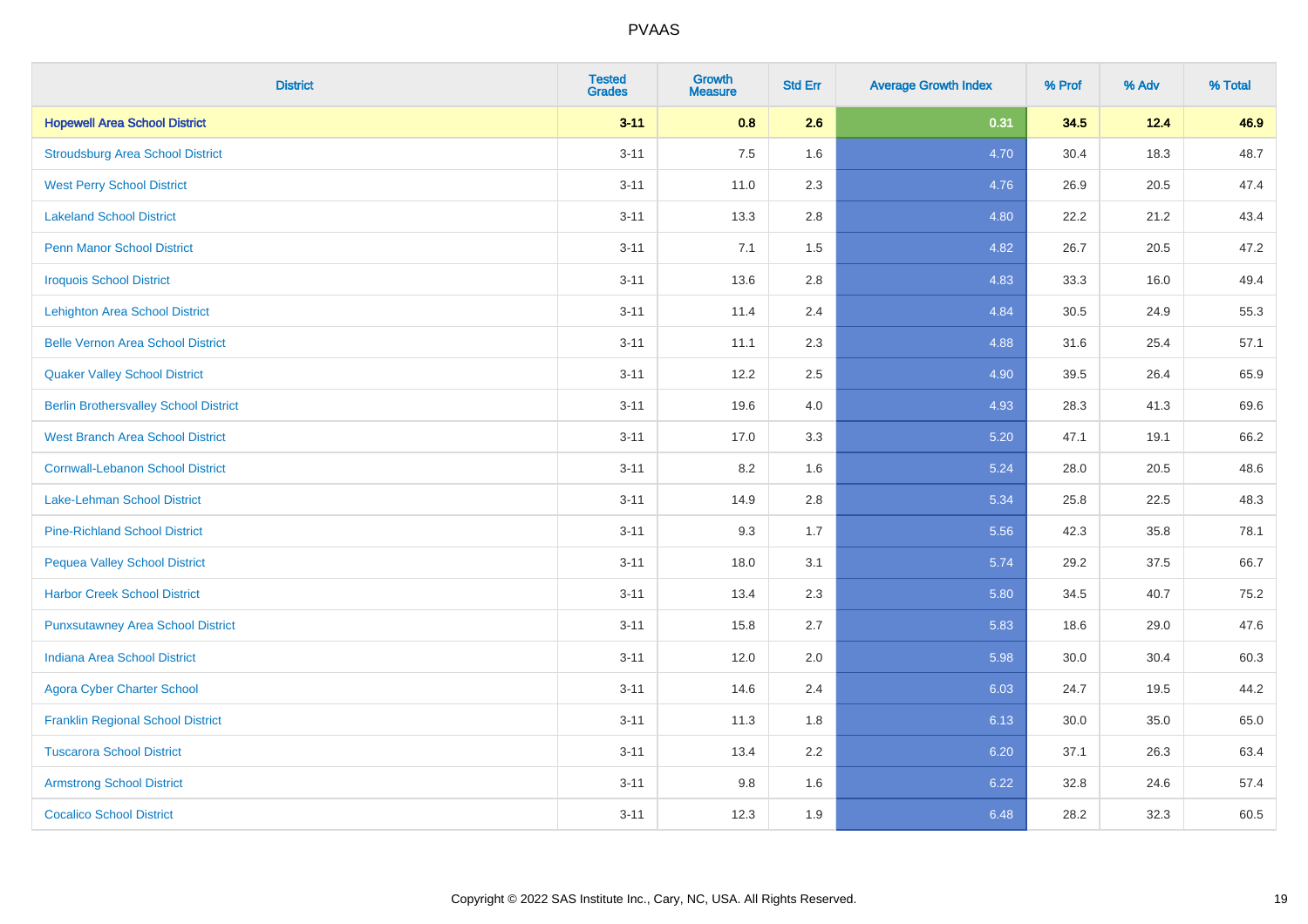| District | Tested Grades | Growth Measure | Std Err | Average Growth Index | % Prof | % Adv | % Total |
|---|---|---|---|---|---|---|---|
| **Hopewell Area School District** | **3-11** | **0.8** | **2.6** | **0.31** | **34.5** | **12.4** | **46.9** |
| Stroudsburg Area School District | 3-11 | 7.5 | 1.6 | 4.70 | 30.4 | 18.3 | 48.7 |
| West Perry School District | 3-11 | 11.0 | 2.3 | 4.76 | 26.9 | 20.5 | 47.4 |
| Lakeland School District | 3-11 | 13.3 | 2.8 | 4.80 | 22.2 | 21.2 | 43.4 |
| Penn Manor School District | 3-11 | 7.1 | 1.5 | 4.82 | 26.7 | 20.5 | 47.2 |
| Iroquois School District | 3-11 | 13.6 | 2.8 | 4.83 | 33.3 | 16.0 | 49.4 |
| Lehighton Area School District | 3-11 | 11.4 | 2.4 | 4.84 | 30.5 | 24.9 | 55.3 |
| Belle Vernon Area School District | 3-11 | 11.1 | 2.3 | 4.88 | 31.6 | 25.4 | 57.1 |
| Quaker Valley School District | 3-11 | 12.2 | 2.5 | 4.90 | 39.5 | 26.4 | 65.9 |
| Berlin Brothersvalley School District | 3-11 | 19.6 | 4.0 | 4.93 | 28.3 | 41.3 | 69.6 |
| West Branch Area School District | 3-11 | 17.0 | 3.3 | 5.20 | 47.1 | 19.1 | 66.2 |
| Cornwall-Lebanon School District | 3-11 | 8.2 | 1.6 | 5.24 | 28.0 | 20.5 | 48.6 |
| Lake-Lehman School District | 3-11 | 14.9 | 2.8 | 5.34 | 25.8 | 22.5 | 48.3 |
| Pine-Richland School District | 3-11 | 9.3 | 1.7 | 5.56 | 42.3 | 35.8 | 78.1 |
| Pequea Valley School District | 3-11 | 18.0 | 3.1 | 5.74 | 29.2 | 37.5 | 66.7 |
| Harbor Creek School District | 3-11 | 13.4 | 2.3 | 5.80 | 34.5 | 40.7 | 75.2 |
| Punxsutawney Area School District | 3-11 | 15.8 | 2.7 | 5.83 | 18.6 | 29.0 | 47.6 |
| Indiana Area School District | 3-11 | 12.0 | 2.0 | 5.98 | 30.0 | 30.4 | 60.3 |
| Agora Cyber Charter School | 3-11 | 14.6 | 2.4 | 6.03 | 24.7 | 19.5 | 44.2 |
| Franklin Regional School District | 3-11 | 11.3 | 1.8 | 6.13 | 30.0 | 35.0 | 65.0 |
| Tuscarora School District | 3-11 | 13.4 | 2.2 | 6.20 | 37.1 | 26.3 | 63.4 |
| Armstrong School District | 3-11 | 9.8 | 1.6 | 6.22 | 32.8 | 24.6 | 57.4 |
| Cocalico School District | 3-11 | 12.3 | 1.9 | 6.48 | 28.2 | 32.3 | 60.5 |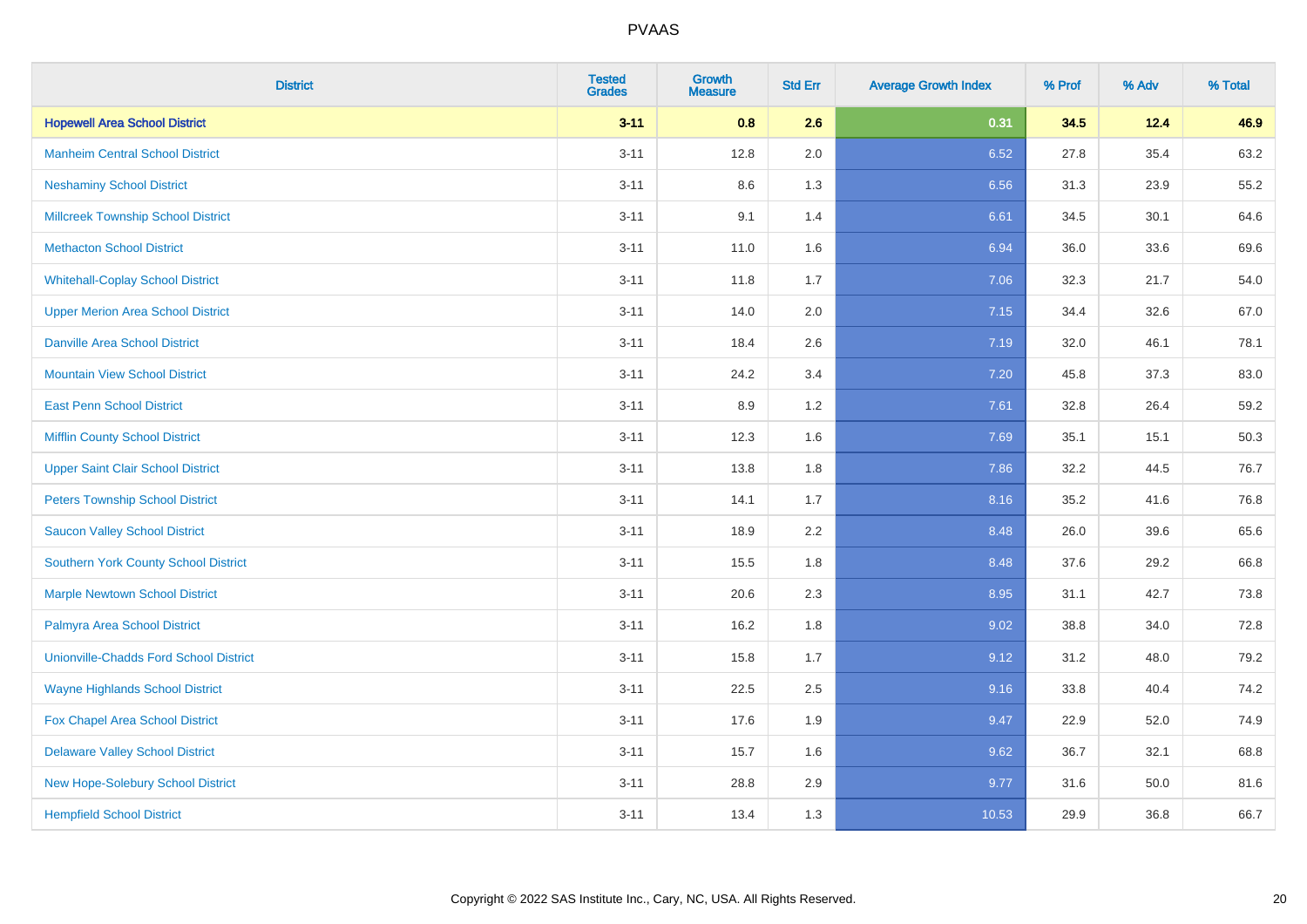| District | Tested Grades | Growth Measure | Std Err | Average Growth Index | % Prof | % Adv | % Total |
|---|---|---|---|---|---|---|---|
| **Hopewell Area School District** | **3-11** | **0.8** | **2.6** | **0.31** | **34.5** | **12.4** | **46.9** |
| Manheim Central School District | 3-11 | 12.8 | 2.0 | 6.52 | 27.8 | 35.4 | 63.2 |
| Neshaminy School District | 3-11 | 8.6 | 1.3 | 6.56 | 31.3 | 23.9 | 55.2 |
| Millcreek Township School District | 3-11 | 9.1 | 1.4 | 6.61 | 34.5 | 30.1 | 64.6 |
| Methacton School District | 3-11 | 11.0 | 1.6 | 6.94 | 36.0 | 33.6 | 69.6 |
| Whitehall-Coplay School District | 3-11 | 11.8 | 1.7 | 7.06 | 32.3 | 21.7 | 54.0 |
| Upper Merion Area School District | 3-11 | 14.0 | 2.0 | 7.15 | 34.4 | 32.6 | 67.0 |
| Danville Area School District | 3-11 | 18.4 | 2.6 | 7.19 | 32.0 | 46.1 | 78.1 |
| Mountain View School District | 3-11 | 24.2 | 3.4 | 7.20 | 45.8 | 37.3 | 83.0 |
| East Penn School District | 3-11 | 8.9 | 1.2 | 7.61 | 32.8 | 26.4 | 59.2 |
| Mifflin County School District | 3-11 | 12.3 | 1.6 | 7.69 | 35.1 | 15.1 | 50.3 |
| Upper Saint Clair School District | 3-11 | 13.8 | 1.8 | 7.86 | 32.2 | 44.5 | 76.7 |
| Peters Township School District | 3-11 | 14.1 | 1.7 | 8.16 | 35.2 | 41.6 | 76.8 |
| Saucon Valley School District | 3-11 | 18.9 | 2.2 | 8.48 | 26.0 | 39.6 | 65.6 |
| Southern York County School District | 3-11 | 15.5 | 1.8 | 8.48 | 37.6 | 29.2 | 66.8 |
| Marple Newtown School District | 3-11 | 20.6 | 2.3 | 8.95 | 31.1 | 42.7 | 73.8 |
| Palmyra Area School District | 3-11 | 16.2 | 1.8 | 9.02 | 38.8 | 34.0 | 72.8 |
| Unionville-Chadds Ford School District | 3-11 | 15.8 | 1.7 | 9.12 | 31.2 | 48.0 | 79.2 |
| Wayne Highlands School District | 3-11 | 22.5 | 2.5 | 9.16 | 33.8 | 40.4 | 74.2 |
| Fox Chapel Area School District | 3-11 | 17.6 | 1.9 | 9.47 | 22.9 | 52.0 | 74.9 |
| Delaware Valley School District | 3-11 | 15.7 | 1.6 | 9.62 | 36.7 | 32.1 | 68.8 |
| New Hope-Solebury School District | 3-11 | 28.8 | 2.9 | 9.77 | 31.6 | 50.0 | 81.6 |
| Hempfield School District | 3-11 | 13.4 | 1.3 | 10.53 | 29.9 | 36.8 | 66.7 |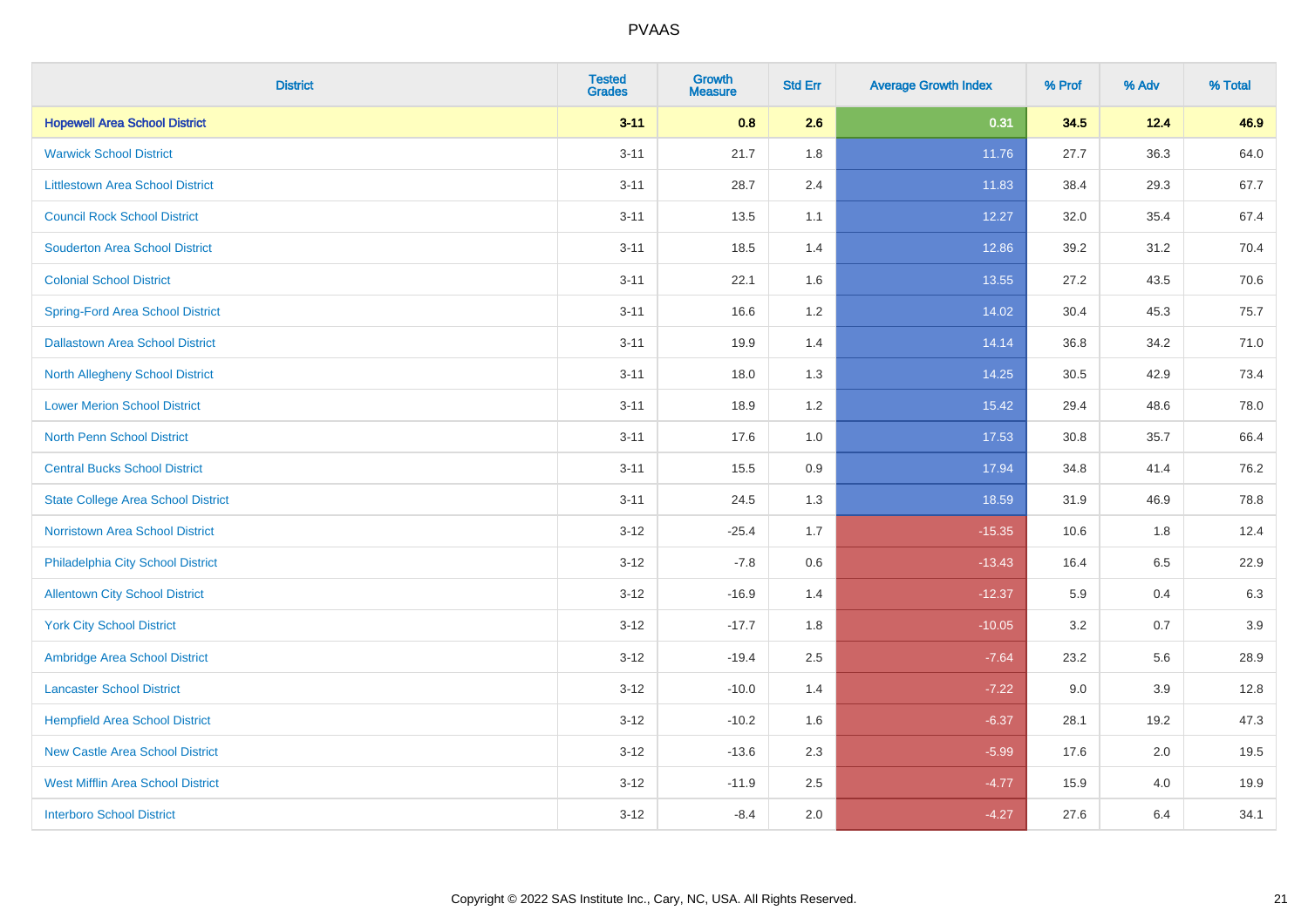# PVAAS

| District | Tested Grades | Growth Measure | Std Err | Average Growth Index | % Prof | % Adv | % Total |
|---|---|---|---|---|---|---|---|
| **Hopewell Area School District** | **3-11** | **0.8** | **2.6** | **0.31** | **34.5** | **12.4** | **46.9** |
| Warwick School District | 3-11 | 21.7 | 1.8 | 11.76 | 27.7 | 36.3 | 64.0 |
| Littlestown Area School District | 3-11 | 28.7 | 2.4 | 11.83 | 38.4 | 29.3 | 67.7 |
| Council Rock School District | 3-11 | 13.5 | 1.1 | 12.27 | 32.0 | 35.4 | 67.4 |
| Souderton Area School District | 3-11 | 18.5 | 1.4 | 12.86 | 39.2 | 31.2 | 70.4 |
| Colonial School District | 3-11 | 22.1 | 1.6 | 13.55 | 27.2 | 43.5 | 70.6 |
| Spring-Ford Area School District | 3-11 | 16.6 | 1.2 | 14.02 | 30.4 | 45.3 | 75.7 |
| Dallastown Area School District | 3-11 | 19.9 | 1.4 | 14.14 | 36.8 | 34.2 | 71.0 |
| North Allegheny School District | 3-11 | 18.0 | 1.3 | 14.25 | 30.5 | 42.9 | 73.4 |
| Lower Merion School District | 3-11 | 18.9 | 1.2 | 15.42 | 29.4 | 48.6 | 78.0 |
| North Penn School District | 3-11 | 17.6 | 1.0 | 17.53 | 30.8 | 35.7 | 66.4 |
| Central Bucks School District | 3-11 | 15.5 | 0.9 | 17.94 | 34.8 | 41.4 | 76.2 |
| State College Area School District | 3-11 | 24.5 | 1.3 | 18.59 | 31.9 | 46.9 | 78.8 |
| Norristown Area School District | 3-12 | -25.4 | 1.7 | -15.35 | 10.6 | 1.8 | 12.4 |
| Philadelphia City School District | 3-12 | -7.8 | 0.6 | -13.43 | 16.4 | 6.5 | 22.9 |
| Allentown City School District | 3-12 | -16.9 | 1.4 | -12.37 | 5.9 | 0.4 | 6.3 |
| York City School District | 3-12 | -17.7 | 1.8 | -10.05 | 3.2 | 0.7 | 3.9 |
| Ambridge Area School District | 3-12 | -19.4 | 2.5 | -7.64 | 23.2 | 5.6 | 28.9 |
| Lancaster School District | 3-12 | -10.0 | 1.4 | -7.22 | 9.0 | 3.9 | 12.8 |
| Hempfield Area School District | 3-12 | -10.2 | 1.6 | -6.37 | 28.1 | 19.2 | 47.3 |
| New Castle Area School District | 3-12 | -13.6 | 2.3 | -5.99 | 17.6 | 2.0 | 19.5 |
| West Mifflin Area School District | 3-12 | -11.9 | 2.5 | -4.77 | 15.9 | 4.0 | 19.9 |
| Interboro School District | 3-12 | -8.4 | 2.0 | -4.27 | 27.6 | 6.4 | 34.1 |

Copyright © 2022 SAS Institute Inc., Cary, NC, USA. All Rights Reserved.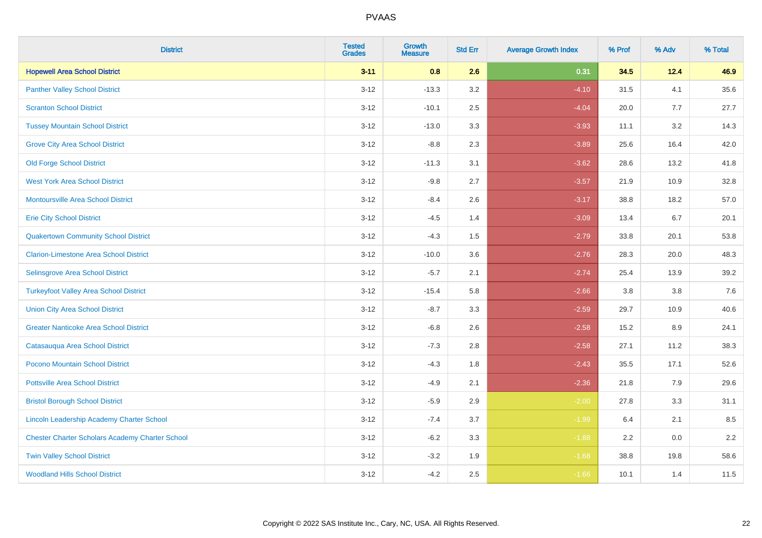| District | Tested Grades | Growth Measure | Std Err | Average Growth Index | % Prof | % Adv | % Total |
|---|---|---|---|---|---|---|---|
| **Hopewell Area School District** | **3-11** | **0.8** | **2.6** | **0.31** | **34.5** | **12.4** | **46.9** |
| Panther Valley School District | 3-12 | -13.3 | 3.2 | -4.10 | 31.5 | 4.1 | 35.6 |
| Scranton School District | 3-12 | -10.1 | 2.5 | -4.04 | 20.0 | 7.7 | 27.7 |
| Tussey Mountain School District | 3-12 | -13.0 | 3.3 | -3.93 | 11.1 | 3.2 | 14.3 |
| Grove City Area School District | 3-12 | -8.8 | 2.3 | -3.89 | 25.6 | 16.4 | 42.0 |
| Old Forge School District | 3-12 | -11.3 | 3.1 | -3.62 | 28.6 | 13.2 | 41.8 |
| West York Area School District | 3-12 | -9.8 | 2.7 | -3.57 | 21.9 | 10.9 | 32.8 |
| Montoursville Area School District | 3-12 | -8.4 | 2.6 | -3.17 | 38.8 | 18.2 | 57.0 |
| Erie City School District | 3-12 | -4.5 | 1.4 | -3.09 | 13.4 | 6.7 | 20.1 |
| Quakertown Community School District | 3-12 | -4.3 | 1.5 | -2.79 | 33.8 | 20.1 | 53.8 |
| Clarion-Limestone Area School District | 3-12 | -10.0 | 3.6 | -2.76 | 28.3 | 20.0 | 48.3 |
| Selinsgrove Area School District | 3-12 | -5.7 | 2.1 | -2.74 | 25.4 | 13.9 | 39.2 |
| Turkeyfoot Valley Area School District | 3-12 | -15.4 | 5.8 | -2.66 | 3.8 | 3.8 | 7.6 |
| Union City Area School District | 3-12 | -8.7 | 3.3 | -2.59 | 29.7 | 10.9 | 40.6 |
| Greater Nanticoke Area School District | 3-12 | -6.8 | 2.6 | -2.58 | 15.2 | 8.9 | 24.1 |
| Catasauqua Area School District | 3-12 | -7.3 | 2.8 | -2.58 | 27.1 | 11.2 | 38.3 |
| Pocono Mountain School District | 3-12 | -4.3 | 1.8 | -2.43 | 35.5 | 17.1 | 52.6 |
| Pottsville Area School District | 3-12 | -4.9 | 2.1 | -2.36 | 21.8 | 7.9 | 29.6 |
| Bristol Borough School District | 3-12 | -5.9 | 2.9 | -2.00 | 27.8 | 3.3 | 31.1 |
| Lincoln Leadership Academy Charter School | 3-12 | -7.4 | 3.7 | -1.99 | 6.4 | 2.1 | 8.5 |
| Chester Charter Scholars Academy Charter School | 3-12 | -6.2 | 3.3 | -1.88 | 2.2 | 0.0 | 2.2 |
| Twin Valley School District | 3-12 | -3.2 | 1.9 | -1.68 | 38.8 | 19.8 | 58.6 |
| Woodland Hills School District | 3-12 | -4.2 | 2.5 | -1.66 | 10.1 | 1.4 | 11.5 |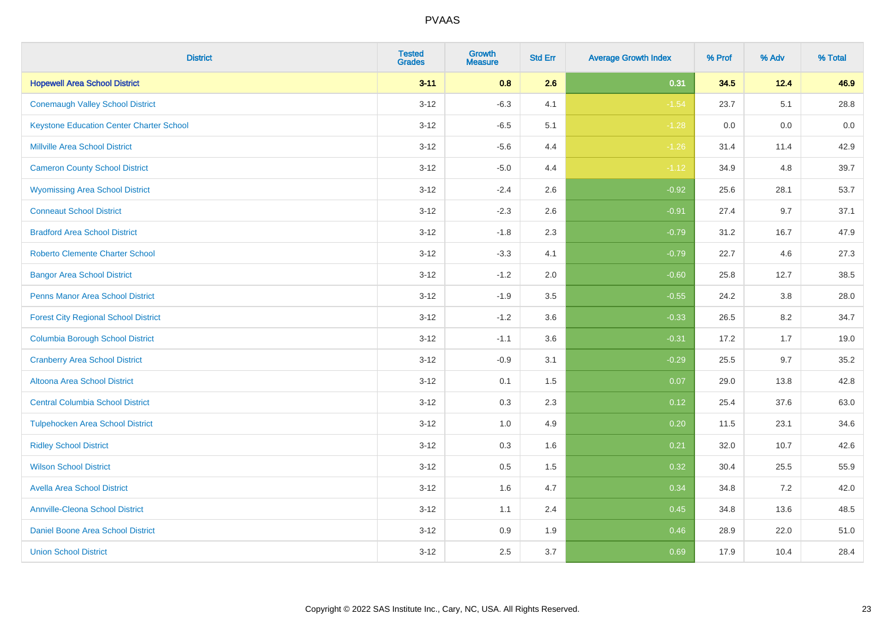# PVAAS

| District | Tested Grades | Growth Measure | Std Err | Average Growth Index | % Prof | % Adv | % Total |
|---|---|---|---|---|---|---|---|
| **Hopewell Area School District** | **3-11** | **0.8** | **2.6** | **0.31** | **34.5** | **12.4** | **46.9** |
| Conemaugh Valley School District | 3-12 | -6.3 | 4.1 | -1.54 | 23.7 | 5.1 | 28.8 |
| Keystone Education Center Charter School | 3-12 | -6.5 | 5.1 | -1.28 | 0.0 | 0.0 | 0.0 |
| Millville Area School District | 3-12 | -5.6 | 4.4 | -1.26 | 31.4 | 11.4 | 42.9 |
| Cameron County School District | 3-12 | -5.0 | 4.4 | -1.12 | 34.9 | 4.8 | 39.7 |
| Wyomissing Area School District | 3-12 | -2.4 | 2.6 | -0.92 | 25.6 | 28.1 | 53.7 |
| Conneaut School District | 3-12 | -2.3 | 2.6 | -0.91 | 27.4 | 9.7 | 37.1 |
| Bradford Area School District | 3-12 | -1.8 | 2.3 | -0.79 | 31.2 | 16.7 | 47.9 |
| Roberto Clemente Charter School | 3-12 | -3.3 | 4.1 | -0.79 | 22.7 | 4.6 | 27.3 |
| Bangor Area School District | 3-12 | -1.2 | 2.0 | -0.60 | 25.8 | 12.7 | 38.5 |
| Penns Manor Area School District | 3-12 | -1.9 | 3.5 | -0.55 | 24.2 | 3.8 | 28.0 |
| Forest City Regional School District | 3-12 | -1.2 | 3.6 | -0.33 | 26.5 | 8.2 | 34.7 |
| Columbia Borough School District | 3-12 | -1.1 | 3.6 | -0.31 | 17.2 | 1.7 | 19.0 |
| Cranberry Area School District | 3-12 | -0.9 | 3.1 | -0.29 | 25.5 | 9.7 | 35.2 |
| Altoona Area School District | 3-12 | 0.1 | 1.5 | 0.07 | 29.0 | 13.8 | 42.8 |
| Central Columbia School District | 3-12 | 0.3 | 2.3 | 0.12 | 25.4 | 37.6 | 63.0 |
| Tulpehocken Area School District | 3-12 | 1.0 | 4.9 | 0.20 | 11.5 | 23.1 | 34.6 |
| Ridley School District | 3-12 | 0.3 | 1.6 | 0.21 | 32.0 | 10.7 | 42.6 |
| Wilson School District | 3-12 | 0.5 | 1.5 | 0.32 | 30.4 | 25.5 | 55.9 |
| Avella Area School District | 3-12 | 1.6 | 4.7 | 0.34 | 34.8 | 7.2 | 42.0 |
| Annville-Cleona School District | 3-12 | 1.1 | 2.4 | 0.45 | 34.8 | 13.6 | 48.5 |
| Daniel Boone Area School District | 3-12 | 0.9 | 1.9 | 0.46 | 28.9 | 22.0 | 51.0 |
| Union School District | 3-12 | 2.5 | 3.7 | 0.69 | 17.9 | 10.4 | 28.4 |

Copyright © 2022 SAS Institute Inc., Cary, NC, USA. All Rights Reserved.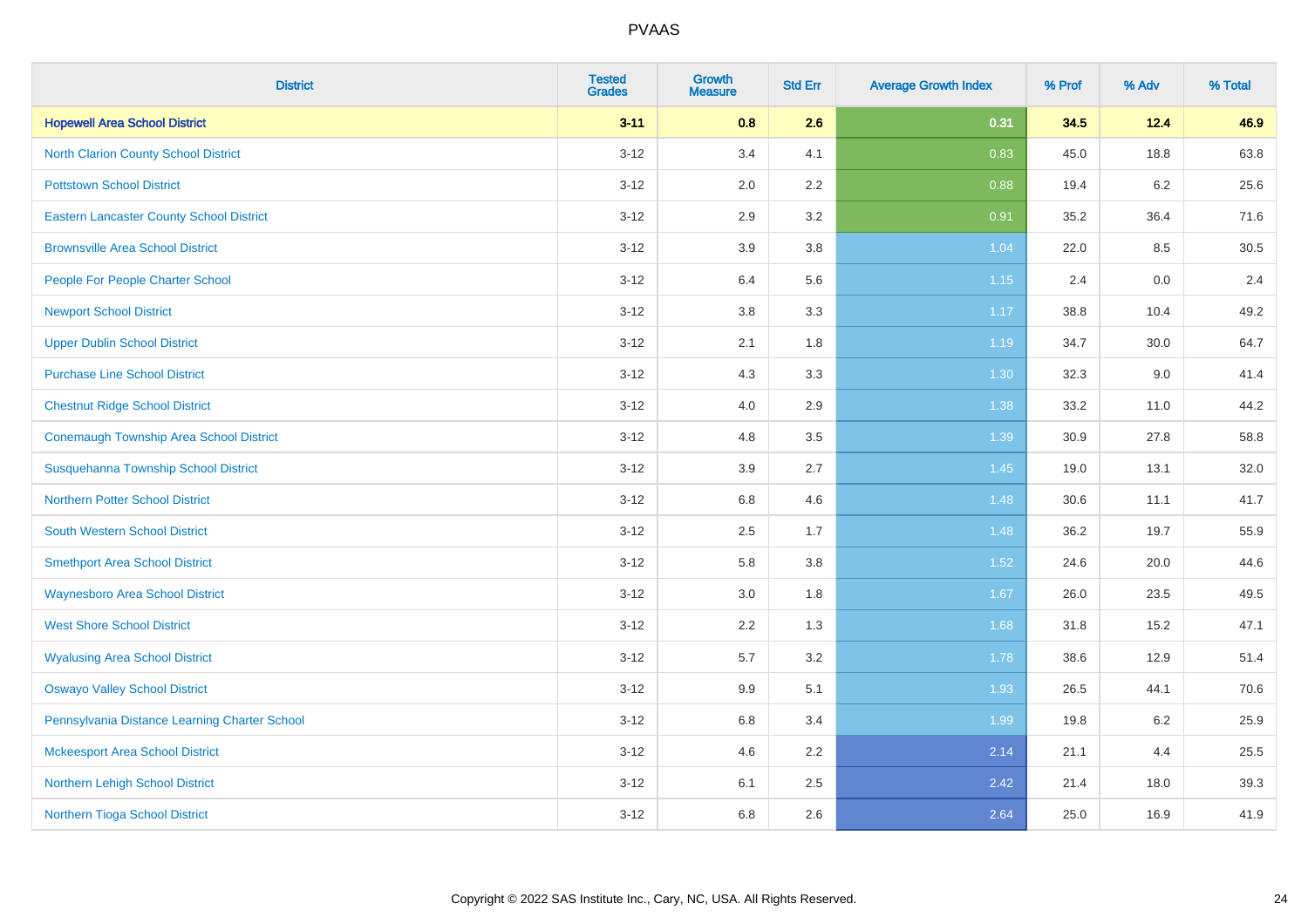| District | Tested Grades | Growth Measure | Std Err | Average Growth Index | % Prof | % Adv | % Total |
|---|---|---|---|---|---|---|---|
| **Hopewell Area School District** | **3-11** | **0.8** | **2.6** | **0.31** | **34.5** | **12.4** | **46.9** |
| North Clarion County School District | 3-12 | 3.4 | 4.1 | 0.83 | 45.0 | 18.8 | 63.8 |
| Pottstown School District | 3-12 | 2.0 | 2.2 | 0.88 | 19.4 | 6.2 | 25.6 |
| Eastern Lancaster County School District | 3-12 | 2.9 | 3.2 | 0.91 | 35.2 | 36.4 | 71.6 |
| Brownsville Area School District | 3-12 | 3.9 | 3.8 | 1.04 | 22.0 | 8.5 | 30.5 |
| People For People Charter School | 3-12 | 6.4 | 5.6 | 1.15 | 2.4 | 0.0 | 2.4 |
| Newport School District | 3-12 | 3.8 | 3.3 | 1.17 | 38.8 | 10.4 | 49.2 |
| Upper Dublin School District | 3-12 | 2.1 | 1.8 | 1.19 | 34.7 | 30.0 | 64.7 |
| Purchase Line School District | 3-12 | 4.3 | 3.3 | 1.30 | 32.3 | 9.0 | 41.4 |
| Chestnut Ridge School District | 3-12 | 4.0 | 2.9 | 1.38 | 33.2 | 11.0 | 44.2 |
| Conemaugh Township Area School District | 3-12 | 4.8 | 3.5 | 1.39 | 30.9 | 27.8 | 58.8 |
| Susquehanna Township School District | 3-12 | 3.9 | 2.7 | 1.45 | 19.0 | 13.1 | 32.0 |
| Northern Potter School District | 3-12 | 6.8 | 4.6 | 1.48 | 30.6 | 11.1 | 41.7 |
| South Western School District | 3-12 | 2.5 | 1.7 | 1.48 | 36.2 | 19.7 | 55.9 |
| Smethport Area School District | 3-12 | 5.8 | 3.8 | 1.52 | 24.6 | 20.0 | 44.6 |
| Waynesboro Area School District | 3-12 | 3.0 | 1.8 | 1.67 | 26.0 | 23.5 | 49.5 |
| West Shore School District | 3-12 | 2.2 | 1.3 | 1.68 | 31.8 | 15.2 | 47.1 |
| Wyalusing Area School District | 3-12 | 5.7 | 3.2 | 1.78 | 38.6 | 12.9 | 51.4 |
| Oswayo Valley School District | 3-12 | 9.9 | 5.1 | 1.93 | 26.5 | 44.1 | 70.6 |
| Pennsylvania Distance Learning Charter School | 3-12 | 6.8 | 3.4 | 1.99 | 19.8 | 6.2 | 25.9 |
| Mckeesport Area School District | 3-12 | 4.6 | 2.2 | 2.14 | 21.1 | 4.4 | 25.5 |
| Northern Lehigh School District | 3-12 | 6.1 | 2.5 | 2.42 | 21.4 | 18.0 | 39.3 |
| Northern Tioga School District | 3-12 | 6.8 | 2.6 | 2.64 | 25.0 | 16.9 | 41.9 |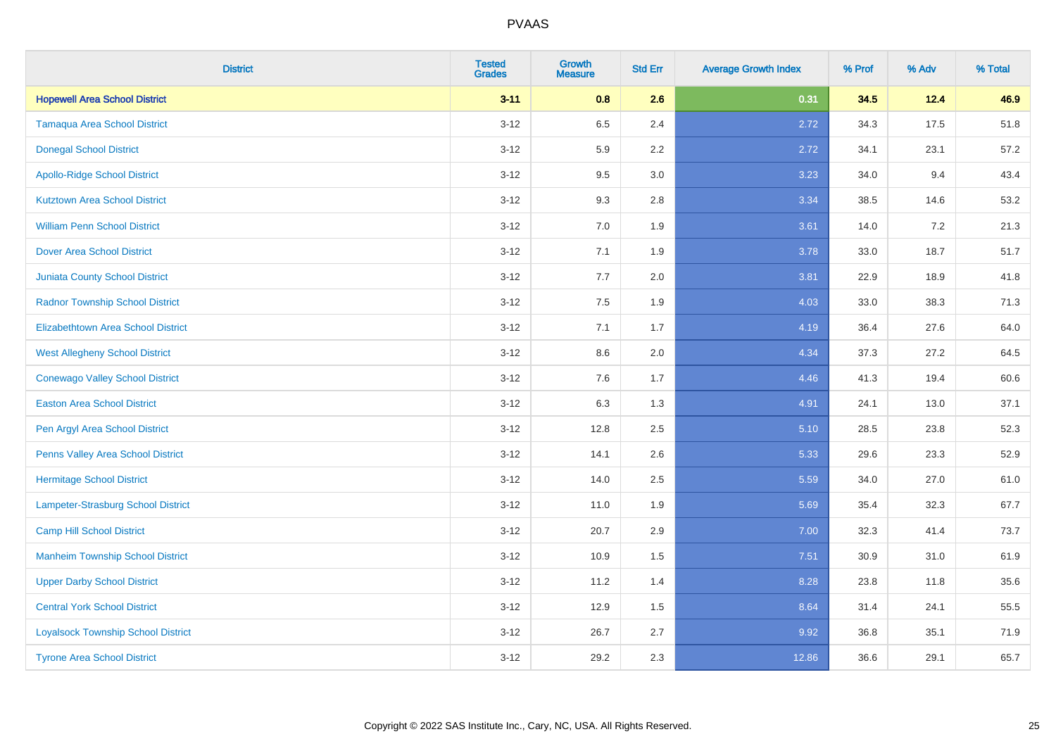| District | Tested Grades | Growth Measure | Std Err | Average Growth Index | % Prof | % Adv | % Total |
|---|---|---|---|---|---|---|---|
| **Hopewell Area School District** | **3-11** | **0.8** | **2.6** | **0.31** | **34.5** | **12.4** | **46.9** |
| Tamaqua Area School District | 3-12 | 6.5 | 2.4 | 2.72 | 34.3 | 17.5 | 51.8 |
| Donegal School District | 3-12 | 5.9 | 2.2 | 2.72 | 34.1 | 23.1 | 57.2 |
| Apollo-Ridge School District | 3-12 | 9.5 | 3.0 | 3.23 | 34.0 | 9.4 | 43.4 |
| Kutztown Area School District | 3-12 | 9.3 | 2.8 | 3.34 | 38.5 | 14.6 | 53.2 |
| William Penn School District | 3-12 | 7.0 | 1.9 | 3.61 | 14.0 | 7.2 | 21.3 |
| Dover Area School District | 3-12 | 7.1 | 1.9 | 3.78 | 33.0 | 18.7 | 51.7 |
| Juniata County School District | 3-12 | 7.7 | 2.0 | 3.81 | 22.9 | 18.9 | 41.8 |
| Radnor Township School District | 3-12 | 7.5 | 1.9 | 4.03 | 33.0 | 38.3 | 71.3 |
| Elizabethtown Area School District | 3-12 | 7.1 | 1.7 | 4.19 | 36.4 | 27.6 | 64.0 |
| West Allegheny School District | 3-12 | 8.6 | 2.0 | 4.34 | 37.3 | 27.2 | 64.5 |
| Conewago Valley School District | 3-12 | 7.6 | 1.7 | 4.46 | 41.3 | 19.4 | 60.6 |
| Easton Area School District | 3-12 | 6.3 | 1.3 | 4.91 | 24.1 | 13.0 | 37.1 |
| Pen Argyl Area School District | 3-12 | 12.8 | 2.5 | 5.10 | 28.5 | 23.8 | 52.3 |
| Penns Valley Area School District | 3-12 | 14.1 | 2.6 | 5.33 | 29.6 | 23.3 | 52.9 |
| Hermitage School District | 3-12 | 14.0 | 2.5 | 5.59 | 34.0 | 27.0 | 61.0 |
| Lampeter-Strasburg School District | 3-12 | 11.0 | 1.9 | 5.69 | 35.4 | 32.3 | 67.7 |
| Camp Hill School District | 3-12 | 20.7 | 2.9 | 7.00 | 32.3 | 41.4 | 73.7 |
| Manheim Township School District | 3-12 | 10.9 | 1.5 | 7.51 | 30.9 | 31.0 | 61.9 |
| Upper Darby School District | 3-12 | 11.2 | 1.4 | 8.28 | 23.8 | 11.8 | 35.6 |
| Central York School District | 3-12 | 12.9 | 1.5 | 8.64 | 31.4 | 24.1 | 55.5 |
| Loyalsock Township School District | 3-12 | 26.7 | 2.7 | 9.92 | 36.8 | 35.1 | 71.9 |
| Tyrone Area School District | 3-12 | 29.2 | 2.3 | 12.86 | 36.6 | 29.1 | 65.7 |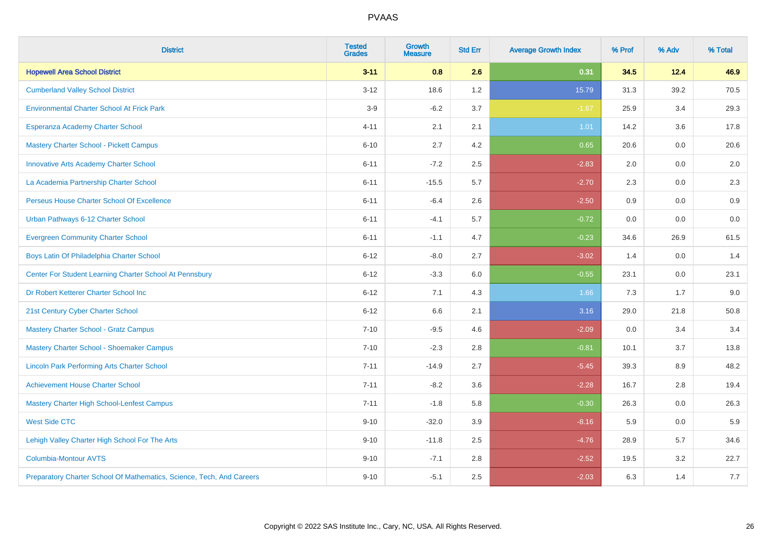# PVAAS

| District | Tested Grades | Growth Measure | Std Err | Average Growth Index | % Prof | % Adv | % Total |
|---|---|---|---|---|---|---|---|
| **Hopewell Area School District** | **3-11** | **0.8** | **2.6** | **0.31** | **34.5** | **12.4** | **46.9** |
| Cumberland Valley School District | 3-12 | 18.6 | 1.2 | 15.79 | 31.3 | 39.2 | 70.5 |
| Environmental Charter School At Frick Park | 3-9 | -6.2 | 3.7 | -1.67 | 25.9 | 3.4 | 29.3 |
| Esperanza Academy Charter School | 4-11 | 2.1 | 2.1 | 1.01 | 14.2 | 3.6 | 17.8 |
| Mastery Charter School - Pickett Campus | 6-10 | 2.7 | 4.2 | 0.65 | 20.6 | 0.0 | 20.6 |
| Innovative Arts Academy Charter School | 6-11 | -7.2 | 2.5 | -2.83 | 2.0 | 0.0 | 2.0 |
| La Academia Partnership Charter School | 6-11 | -15.5 | 5.7 | -2.70 | 2.3 | 0.0 | 2.3 |
| Perseus House Charter School Of Excellence | 6-11 | -6.4 | 2.6 | -2.50 | 0.9 | 0.0 | 0.9 |
| Urban Pathways 6-12 Charter School | 6-11 | -4.1 | 5.7 | -0.72 | 0.0 | 0.0 | 0.0 |
| Evergreen Community Charter School | 6-11 | -1.1 | 4.7 | -0.23 | 34.6 | 26.9 | 61.5 |
| Boys Latin Of Philadelphia Charter School | 6-12 | -8.0 | 2.7 | -3.02 | 1.4 | 0.0 | 1.4 |
| Center For Student Learning Charter School At Pennsbury | 6-12 | -3.3 | 6.0 | -0.55 | 23.1 | 0.0 | 23.1 |
| Dr Robert Ketterer Charter School Inc | 6-12 | 7.1 | 4.3 | 1.66 | 7.3 | 1.7 | 9.0 |
| 21st Century Cyber Charter School | 6-12 | 6.6 | 2.1 | 3.16 | 29.0 | 21.8 | 50.8 |
| Mastery Charter School - Gratz Campus | 7-10 | -9.5 | 4.6 | -2.09 | 0.0 | 3.4 | 3.4 |
| Mastery Charter School - Shoemaker Campus | 7-10 | -2.3 | 2.8 | -0.81 | 10.1 | 3.7 | 13.8 |
| Lincoln Park Performing Arts Charter School | 7-11 | -14.9 | 2.7 | -5.45 | 39.3 | 8.9 | 48.2 |
| Achievement House Charter School | 7-11 | -8.2 | 3.6 | -2.28 | 16.7 | 2.8 | 19.4 |
| Mastery Charter High School-Lenfest Campus | 7-11 | -1.8 | 5.8 | -0.30 | 26.3 | 0.0 | 26.3 |
| West Side CTC | 9-10 | -32.0 | 3.9 | -8.16 | 5.9 | 0.0 | 5.9 |
| Lehigh Valley Charter High School For The Arts | 9-10 | -11.8 | 2.5 | -4.76 | 28.9 | 5.7 | 34.6 |
| Columbia-Montour AVTS | 9-10 | -7.1 | 2.8 | -2.52 | 19.5 | 3.2 | 22.7 |
| Preparatory Charter School Of Mathematics, Science, Tech, And Careers | 9-10 | -5.1 | 2.5 | -2.03 | 6.3 | 1.4 | 7.7 |

Copyright © 2022 SAS Institute Inc., Cary, NC, USA. All Rights Reserved.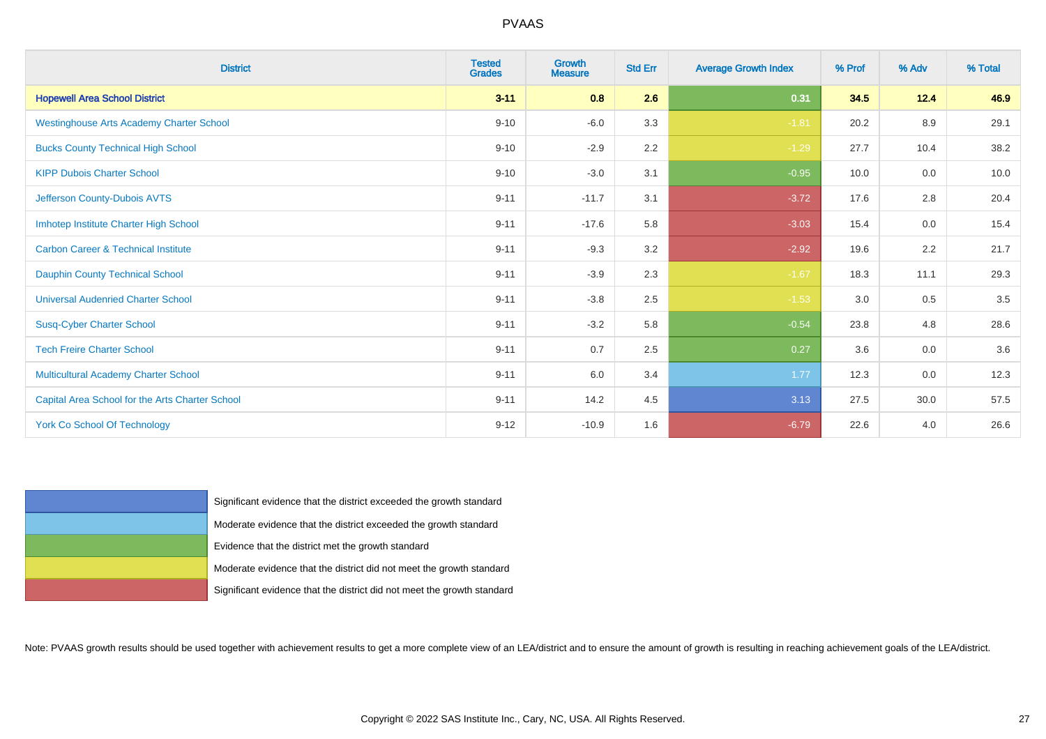PVAAS

| District | Tested Grades | Growth Measure | Std Err | Average Growth Index | % Prof | % Adv | % Total |
|---|---|---|---|---|---|---|---|
| **Hopewell Area School District** | **3-11** | **0.8** | **2.6** | **0.31** | **34.5** | **12.4** | **46.9** |
| Westinghouse Arts Academy Charter School | 9-10 | -6.0 | 3.3 | -1.81 | 20.2 | 8.9 | 29.1 |
| Bucks County Technical High School | 9-10 | -2.9 | 2.2 | -1.29 | 27.7 | 10.4 | 38.2 |
| KIPP Dubois Charter School | 9-10 | -3.0 | 3.1 | -0.95 | 10.0 | 0.0 | 10.0 |
| Jefferson County-Dubois AVTS | 9-11 | -11.7 | 3.1 | -3.72 | 17.6 | 2.8 | 20.4 |
| Imhotep Institute Charter High School | 9-11 | -17.6 | 5.8 | -3.03 | 15.4 | 0.0 | 15.4 |
| Carbon Career & Technical Institute | 9-11 | -9.3 | 3.2 | -2.92 | 19.6 | 2.2 | 21.7 |
| Dauphin County Technical School | 9-11 | -3.9 | 2.3 | -1.67 | 18.3 | 11.1 | 29.3 |
| Universal Audenried Charter School | 9-11 | -3.8 | 2.5 | -1.53 | 3.0 | 0.5 | 3.5 |
| Susq-Cyber Charter School | 9-11 | -3.2 | 5.8 | -0.54 | 23.8 | 4.8 | 28.6 |
| Tech Freire Charter School | 9-11 | 0.7 | 2.5 | 0.27 | 3.6 | 0.0 | 3.6 |
| Multicultural Academy Charter School | 9-11 | 6.0 | 3.4 | 1.77 | 12.3 | 0.0 | 12.3 |
| Capital Area School for the Arts Charter School | 9-11 | 14.2 | 4.5 | 3.13 | 27.5 | 30.0 | 57.5 |
| York Co School Of Technology | 9-12 | -10.9 | 1.6 | -6.79 | 22.6 | 4.0 | 26.6 |

Significant evidence that the district exceeded the growth standard

Moderate evidence that the district exceeded the growth standard

Evidence that the district met the growth standard

Moderate evidence that the district did not meet the growth standard

Significant evidence that the district did not meet the growth standard

Note: PVAAS growth results should be used together with achievement results to get a more complete view of an LEA/district and to ensure the amount of growth is resulting in reaching achievement goals of the LEA/district.

Copyright © 2022 SAS Institute Inc., Cary, NC, USA. All Rights Reserved.